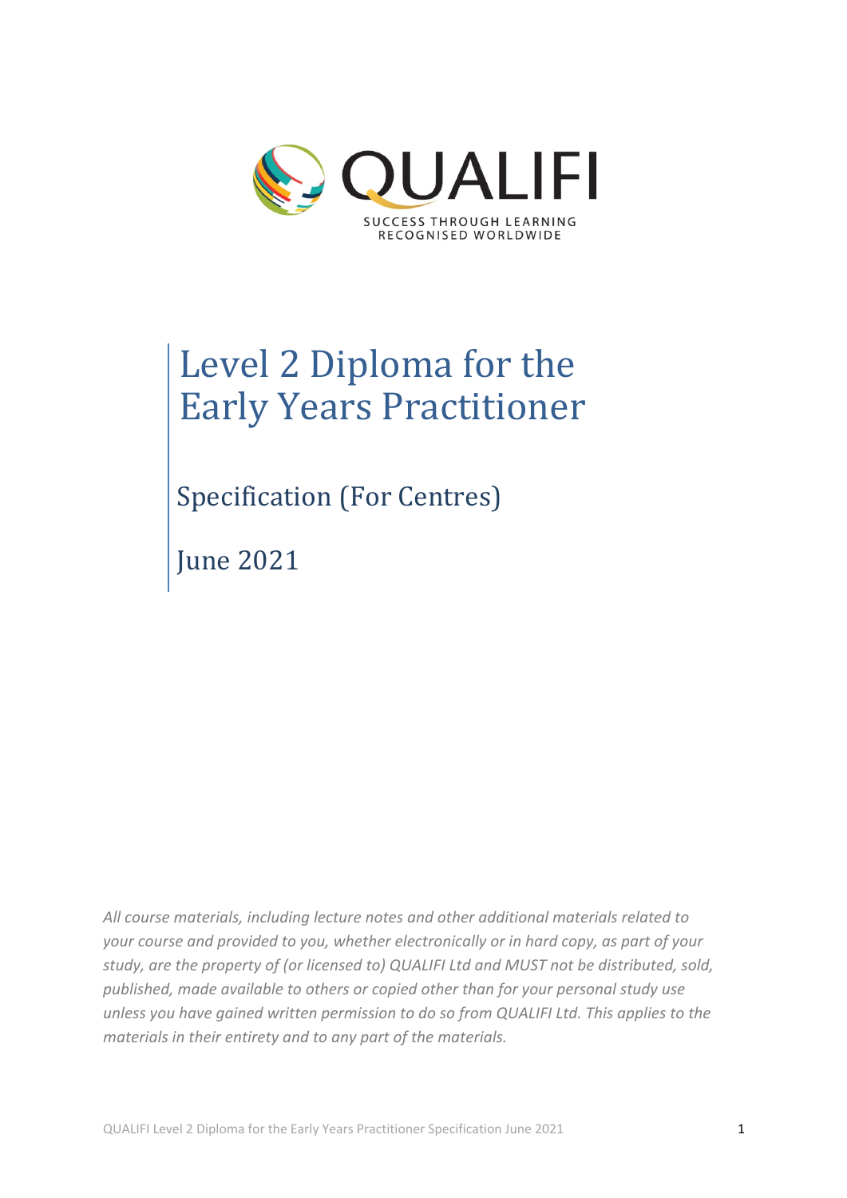QUALIFI

SUCCESS THROUGH LEARNING
RECOGNISED WORLDWIDE

# Level 2 Diploma for the Early Years Practitioner

## Specification (For Centres)

## June 2021

*All course materials, including lecture notes and other additional materials related to your course and provided to you, whether electronically or in hard copy, as part of your study, are the property of (or licensed to) QUALIFI Ltd and MUST not be distributed, sold, published, made available to others or copied other than for your personal study use unless you have gained written permission to do so from QUALIFI Ltd. This applies to the materials in their entirety and to any part of the materials.*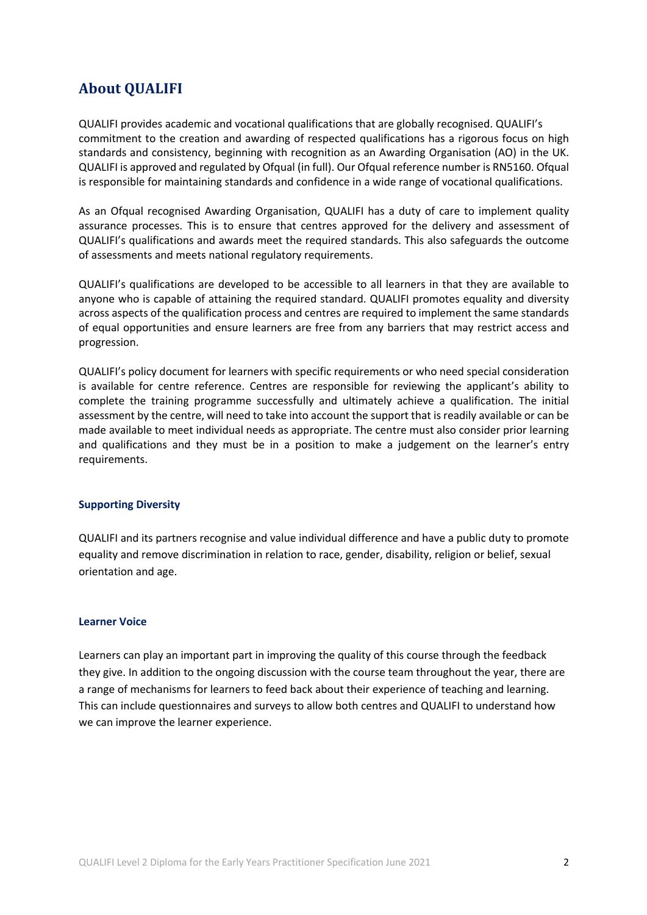## About QUALIFI

QUALIFI provides academic and vocational qualifications that are globally recognised. QUALIFI's commitment to the creation and awarding of respected qualifications has a rigorous focus on high standards and consistency, beginning with recognition as an Awarding Organisation (AO) in the UK. QUALIFI is approved and regulated by Ofqual (in full). Our Ofqual reference number is RN5160. Ofqual is responsible for maintaining standards and confidence in a wide range of vocational qualifications.

As an Ofqual recognised Awarding Organisation, QUALIFI has a duty of care to implement quality assurance processes. This is to ensure that centres approved for the delivery and assessment of QUALIFI's qualifications and awards meet the required standards. This also safeguards the outcome of assessments and meets national regulatory requirements.

QUALIFI's qualifications are developed to be accessible to all learners in that they are available to anyone who is capable of attaining the required standard. QUALIFI promotes equality and diversity across aspects of the qualification process and centres are required to implement the same standards of equal opportunities and ensure learners are free from any barriers that may restrict access and progression.

QUALIFI's policy document for learners with specific requirements or who need special consideration is available for centre reference. Centres are responsible for reviewing the applicant's ability to complete the training programme successfully and ultimately achieve a qualification. The initial assessment by the centre, will need to take into account the support that is readily available or can be made available to meet individual needs as appropriate. The centre must also consider prior learning and qualifications and they must be in a position to make a judgement on the learner's entry requirements.

### Supporting Diversity

QUALIFI and its partners recognise and value individual difference and have a public duty to promote equality and remove discrimination in relation to race, gender, disability, religion or belief, sexual orientation and age.

### Learner Voice

Learners can play an important part in improving the quality of this course through the feedback they give. In addition to the ongoing discussion with the course team throughout the year, there are a range of mechanisms for learners to feed back about their experience of teaching and learning. This can include questionnaires and surveys to allow both centres and QUALIFI to understand how we can improve the learner experience.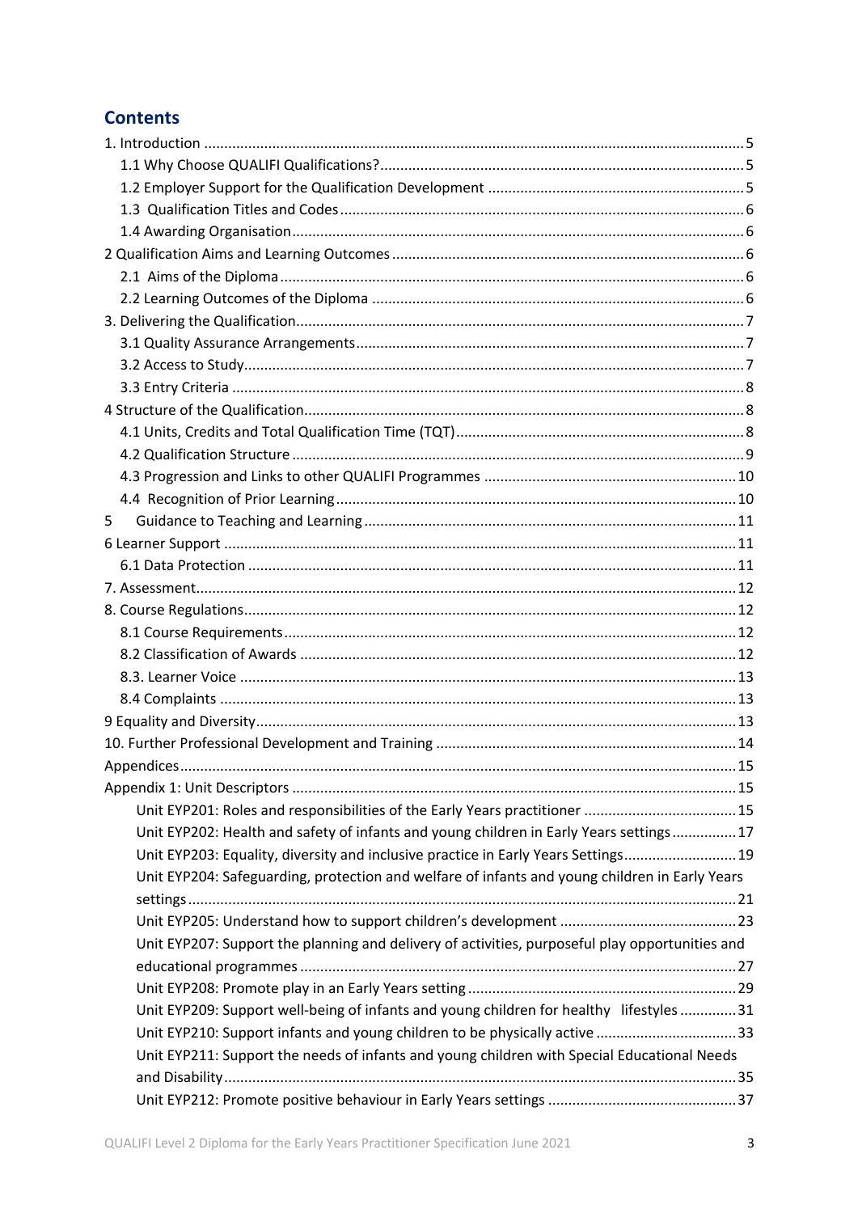# Contents

1. Introduction ..... 5
  - 1.1 Why Choose QUALIFI Qualifications? ..... 5
  - 1.2 Employer Support for the Qualification Development ..... 5
  - 1.3 Qualification Titles and Codes ..... 6
  - 1.4 Awarding Organisation ..... 6

2 Qualification Aims and Learning Outcomes ..... 6
  - 2.1 Aims of the Diploma ..... 6
  - 2.2 Learning Outcomes of the Diploma ..... 6

3. Delivering the Qualification ..... 7
  - 3.1 Quality Assurance Arrangements ..... 7
  - 3.2 Access to Study ..... 7
  - 3.3 Entry Criteria ..... 8

4 Structure of the Qualification ..... 8
  - 4.1 Units, Credits and Total Qualification Time (TQT) ..... 8
  - 4.2 Qualification Structure ..... 9
  - 4.3 Progression and Links to other QUALIFI Programmes ..... 10
  - 4.4 Recognition of Prior Learning ..... 10

5 Guidance to Teaching and Learning ..... 11

6 Learner Support ..... 11
  - 6.1 Data Protection ..... 11

7. Assessment ..... 12

8. Course Regulations ..... 12
  - 8.1 Course Requirements ..... 12
  - 8.2 Classification of Awards ..... 12
  - 8.3. Learner Voice ..... 13
  - 8.4 Complaints ..... 13

9 Equality and Diversity ..... 13

10. Further Professional Development and Training ..... 14

Appendices ..... 15

Appendix 1: Unit Descriptors ..... 15
  - Unit EYP201: Roles and responsibilities of the Early Years practitioner ..... 15
  - Unit EYP202: Health and safety of infants and young children in Early Years settings ..... 17
  - Unit EYP203: Equality, diversity and inclusive practice in Early Years Settings ..... 19
  - Unit EYP204: Safeguarding, protection and welfare of infants and young children in Early Years settings ..... 21
  - Unit EYP205: Understand how to support children's development ..... 23
  - Unit EYP207: Support the planning and delivery of activities, purposeful play opportunities and educational programmes ..... 27
  - Unit EYP208: Promote play in an Early Years setting ..... 29
  - Unit EYP209: Support well-being of infants and young children for healthy lifestyles ..... 31
  - Unit EYP210: Support infants and young children to be physically active ..... 33
  - Unit EYP211: Support the needs of infants and young children with Special Educational Needs and Disability ..... 35
  - Unit EYP212: Promote positive behaviour in Early Years settings ..... 37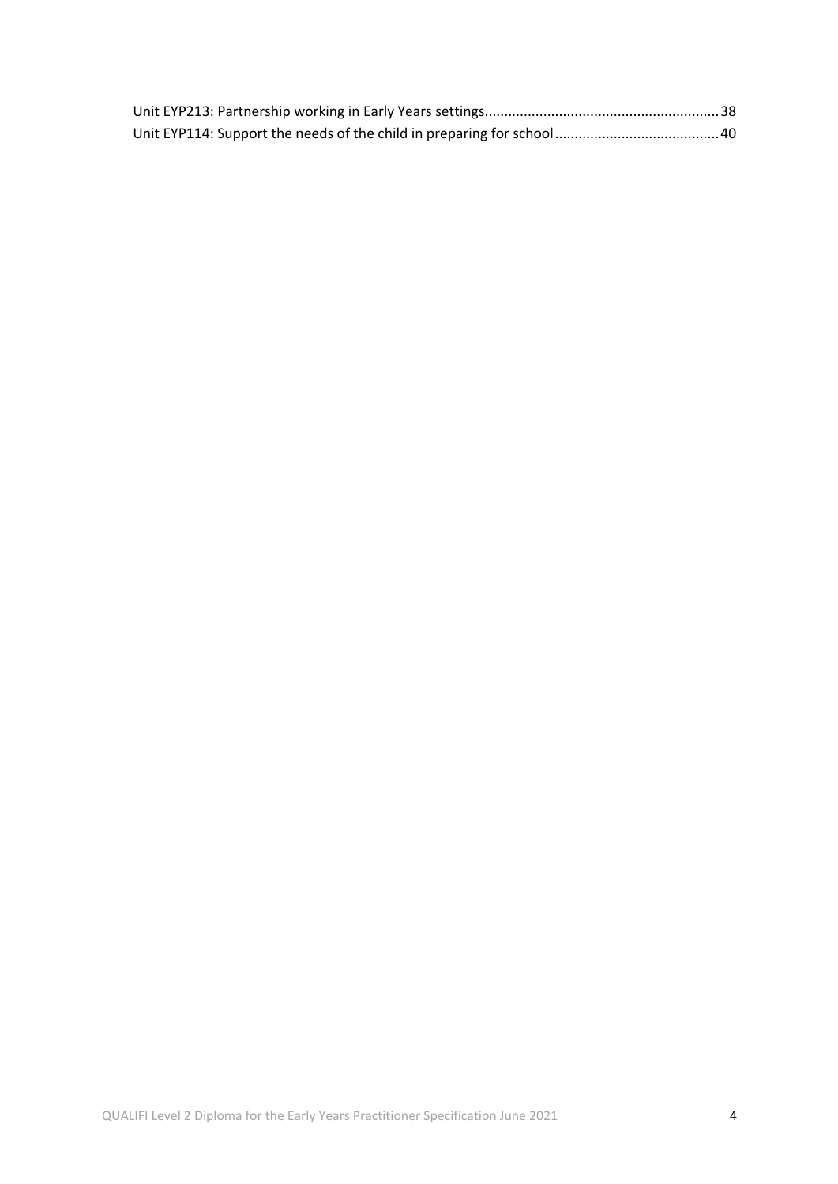Unit EYP213: Partnership working in Early Years settings............................................................38
Unit EYP114: Support the needs of the child in preparing for school..........................................40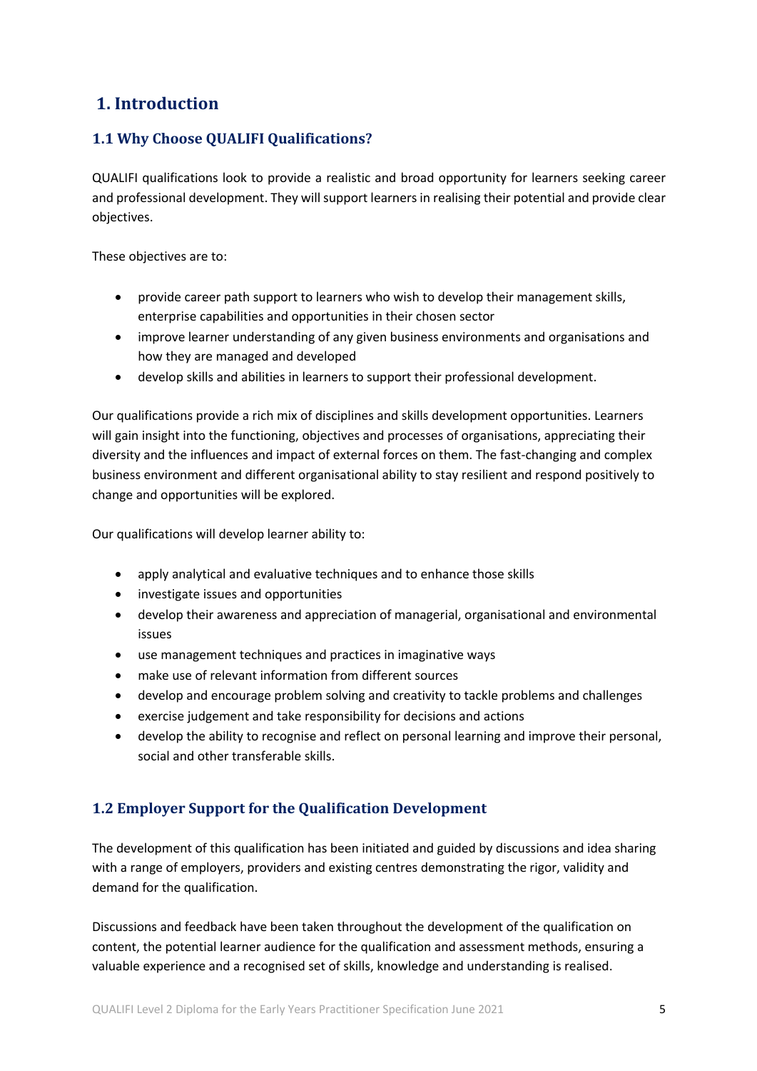# 1. Introduction

## 1.1 Why Choose QUALIFI Qualifications?

QUALIFI qualifications look to provide a realistic and broad opportunity for learners seeking career and professional development. They will support learners in realising their potential and provide clear objectives.

These objectives are to:

- provide career path support to learners who wish to develop their management skills, enterprise capabilities and opportunities in their chosen sector
- improve learner understanding of any given business environments and organisations and how they are managed and developed
- develop skills and abilities in learners to support their professional development.

Our qualifications provide a rich mix of disciplines and skills development opportunities. Learners will gain insight into the functioning, objectives and processes of organisations, appreciating their diversity and the influences and impact of external forces on them. The fast-changing and complex business environment and different organisational ability to stay resilient and respond positively to change and opportunities will be explored.

Our qualifications will develop learner ability to:

- apply analytical and evaluative techniques and to enhance those skills
- investigate issues and opportunities
- develop their awareness and appreciation of managerial, organisational and environmental issues
- use management techniques and practices in imaginative ways
- make use of relevant information from different sources
- develop and encourage problem solving and creativity to tackle problems and challenges
- exercise judgement and take responsibility for decisions and actions
- develop the ability to recognise and reflect on personal learning and improve their personal, social and other transferable skills.

## 1.2 Employer Support for the Qualification Development

The development of this qualification has been initiated and guided by discussions and idea sharing with a range of employers, providers and existing centres demonstrating the rigor, validity and demand for the qualification.

Discussions and feedback have been taken throughout the development of the qualification on content, the potential learner audience for the qualification and assessment methods, ensuring a valuable experience and a recognised set of skills, knowledge and understanding is realised.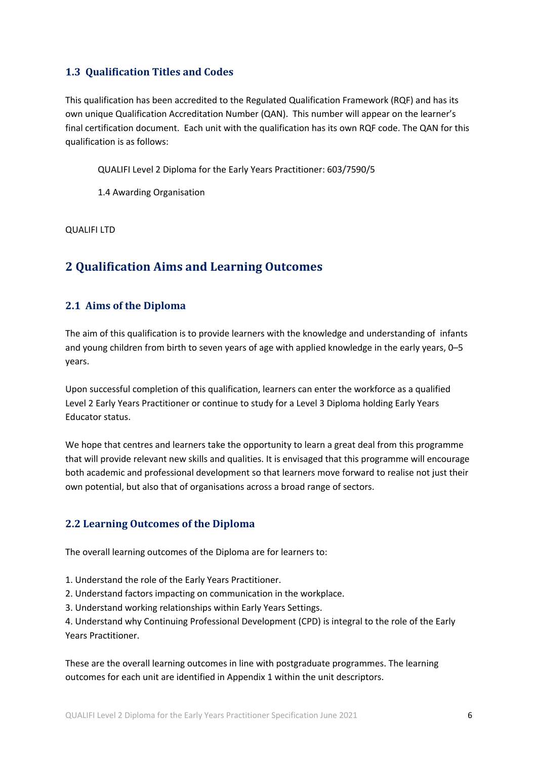### 1.3 Qualification Titles and Codes

This qualification has been accredited to the Regulated Qualification Framework (RQF) and has its own unique Qualification Accreditation Number (QAN). This number will appear on the learner's final certification document. Each unit with the qualification has its own RQF code. The QAN for this qualification is as follows:

QUALIFI Level 2 Diploma for the Early Years Practitioner: 603/7590/5

1.4 Awarding Organisation

QUALIFI LTD

## 2 Qualification Aims and Learning Outcomes

### 2.1 Aims of the Diploma

The aim of this qualification is to provide learners with the knowledge and understanding of infants and young children from birth to seven years of age with applied knowledge in the early years, 0–5 years.

Upon successful completion of this qualification, learners can enter the workforce as a qualified Level 2 Early Years Practitioner or continue to study for a Level 3 Diploma holding Early Years Educator status.

We hope that centres and learners take the opportunity to learn a great deal from this programme that will provide relevant new skills and qualities. It is envisaged that this programme will encourage both academic and professional development so that learners move forward to realise not just their own potential, but also that of organisations across a broad range of sectors.

### 2.2 Learning Outcomes of the Diploma

The overall learning outcomes of the Diploma are for learners to:

1. Understand the role of the Early Years Practitioner.
2. Understand factors impacting on communication in the workplace.
3. Understand working relationships within Early Years Settings.
4. Understand why Continuing Professional Development (CPD) is integral to the role of the Early Years Practitioner.

These are the overall learning outcomes in line with postgraduate programmes. The learning outcomes for each unit are identified in Appendix 1 within the unit descriptors.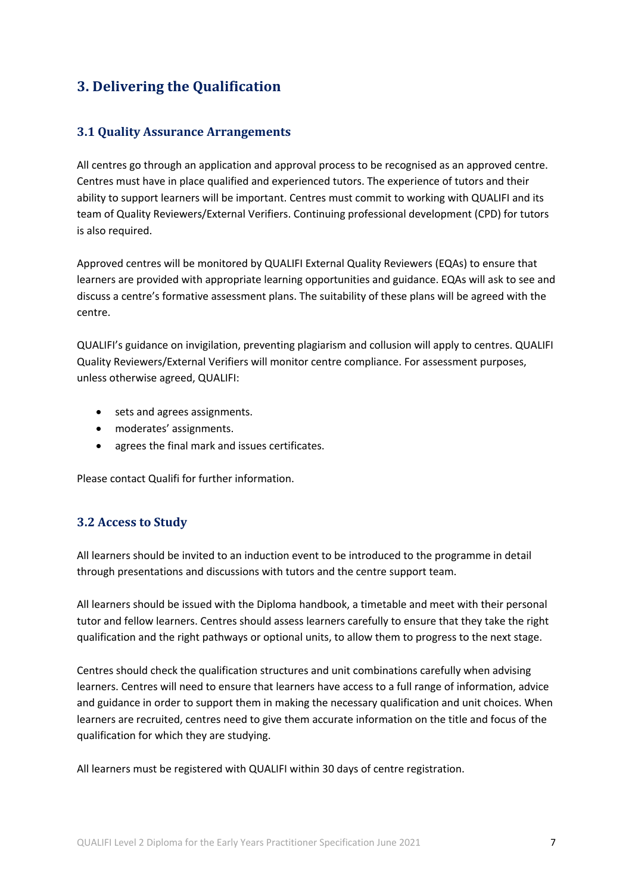## 3. Delivering the Qualification

### 3.1 Quality Assurance Arrangements

All centres go through an application and approval process to be recognised as an approved centre. Centres must have in place qualified and experienced tutors. The experience of tutors and their ability to support learners will be important. Centres must commit to working with QUALIFI and its team of Quality Reviewers/External Verifiers. Continuing professional development (CPD) for tutors is also required.

Approved centres will be monitored by QUALIFI External Quality Reviewers (EQAs) to ensure that learners are provided with appropriate learning opportunities and guidance. EQAs will ask to see and discuss a centre's formative assessment plans. The suitability of these plans will be agreed with the centre.

QUALIFI's guidance on invigilation, preventing plagiarism and collusion will apply to centres. QUALIFI Quality Reviewers/External Verifiers will monitor centre compliance. For assessment purposes, unless otherwise agreed, QUALIFI:

- sets and agrees assignments.
- moderates' assignments.
- agrees the final mark and issues certificates.

Please contact Qualifi for further information.

### 3.2 Access to Study

All learners should be invited to an induction event to be introduced to the programme in detail through presentations and discussions with tutors and the centre support team.

All learners should be issued with the Diploma handbook, a timetable and meet with their personal tutor and fellow learners. Centres should assess learners carefully to ensure that they take the right qualification and the right pathways or optional units, to allow them to progress to the next stage.

Centres should check the qualification structures and unit combinations carefully when advising learners. Centres will need to ensure that learners have access to a full range of information, advice and guidance in order to support them in making the necessary qualification and unit choices. When learners are recruited, centres need to give them accurate information on the title and focus of the qualification for which they are studying.

All learners must be registered with QUALIFI within 30 days of centre registration.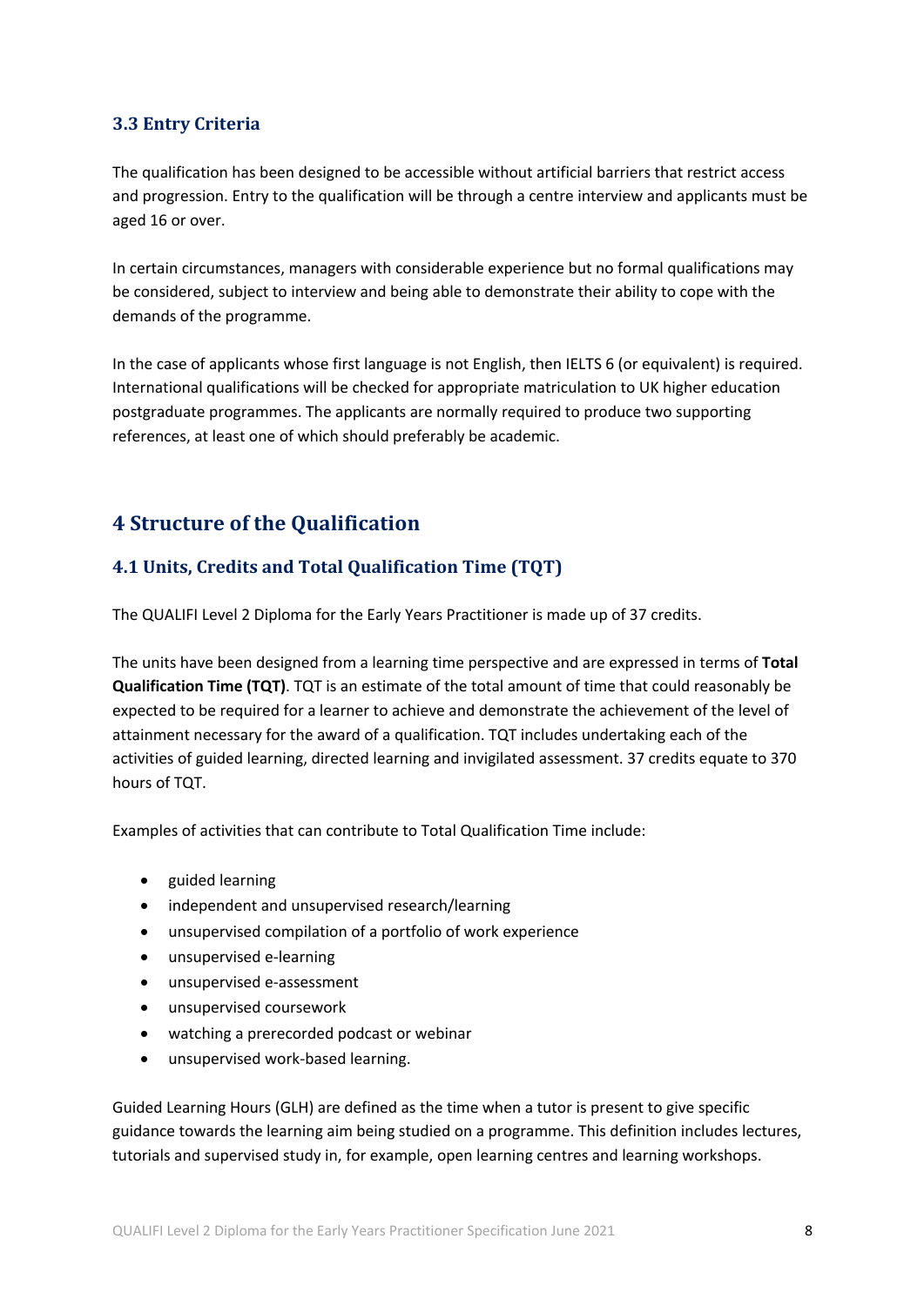### 3.3 Entry Criteria

The qualification has been designed to be accessible without artificial barriers that restrict access and progression. Entry to the qualification will be through a centre interview and applicants must be aged 16 or over.

In certain circumstances, managers with considerable experience but no formal qualifications may be considered, subject to interview and being able to demonstrate their ability to cope with the demands of the programme.

In the case of applicants whose first language is not English, then IELTS 6 (or equivalent) is required. International qualifications will be checked for appropriate matriculation to UK higher education postgraduate programmes. The applicants are normally required to produce two supporting references, at least one of which should preferably be academic.

## 4 Structure of the Qualification

### 4.1 Units, Credits and Total Qualification Time (TQT)

The QUALIFI Level 2 Diploma for the Early Years Practitioner is made up of 37 credits.

The units have been designed from a learning time perspective and are expressed in terms of **Total Qualification Time (TQT)**. TQT is an estimate of the total amount of time that could reasonably be expected to be required for a learner to achieve and demonstrate the achievement of the level of attainment necessary for the award of a qualification. TQT includes undertaking each of the activities of guided learning, directed learning and invigilated assessment. 37 credits equate to 370 hours of TQT.

Examples of activities that can contribute to Total Qualification Time include:

- guided learning
- independent and unsupervised research/learning
- unsupervised compilation of a portfolio of work experience
- unsupervised e-learning
- unsupervised e-assessment
- unsupervised coursework
- watching a prerecorded podcast or webinar
- unsupervised work-based learning.

Guided Learning Hours (GLH) are defined as the time when a tutor is present to give specific guidance towards the learning aim being studied on a programme. This definition includes lectures, tutorials and supervised study in, for example, open learning centres and learning workshops.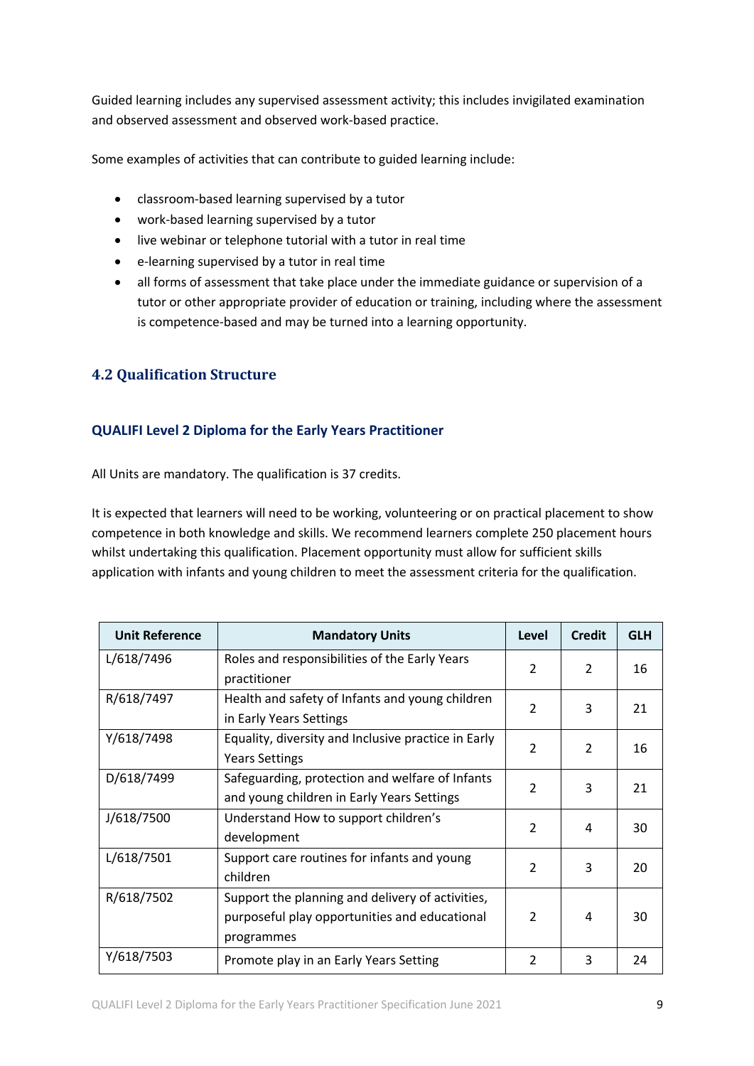Guided learning includes any supervised assessment activity; this includes invigilated examination and observed assessment and observed work-based practice.

Some examples of activities that can contribute to guided learning include:

- classroom-based learning supervised by a tutor
- work-based learning supervised by a tutor
- live webinar or telephone tutorial with a tutor in real time
- e-learning supervised by a tutor in real time
- all forms of assessment that take place under the immediate guidance or supervision of a tutor or other appropriate provider of education or training, including where the assessment is competence-based and may be turned into a learning opportunity.

## 4.2 Qualification Structure

### QUALIFI Level 2 Diploma for the Early Years Practitioner

All Units are mandatory. The qualification is 37 credits.

It is expected that learners will need to be working, volunteering or on practical placement to show competence in both knowledge and skills. We recommend learners complete 250 placement hours whilst undertaking this qualification. Placement opportunity must allow for sufficient skills application with infants and young children to meet the assessment criteria for the qualification.

| Unit Reference | Mandatory Units | Level | Credit | GLH |
|---|---|---|---|---|
| L/618/7496 | Roles and responsibilities of the Early Years practitioner | 2 | 2 | 16 |
| R/618/7497 | Health and safety of Infants and young children in Early Years Settings | 2 | 3 | 21 |
| Y/618/7498 | Equality, diversity and Inclusive practice in Early Years Settings | 2 | 2 | 16 |
| D/618/7499 | Safeguarding, protection and welfare of Infants and young children in Early Years Settings | 2 | 3 | 21 |
| J/618/7500 | Understand How to support children's development | 2 | 4 | 30 |
| L/618/7501 | Support care routines for infants and young children | 2 | 3 | 20 |
| R/618/7502 | Support the planning and delivery of activities, purposeful play opportunities and educational programmes | 2 | 4 | 30 |
| Y/618/7503 | Promote play in an Early Years Setting | 2 | 3 | 24 |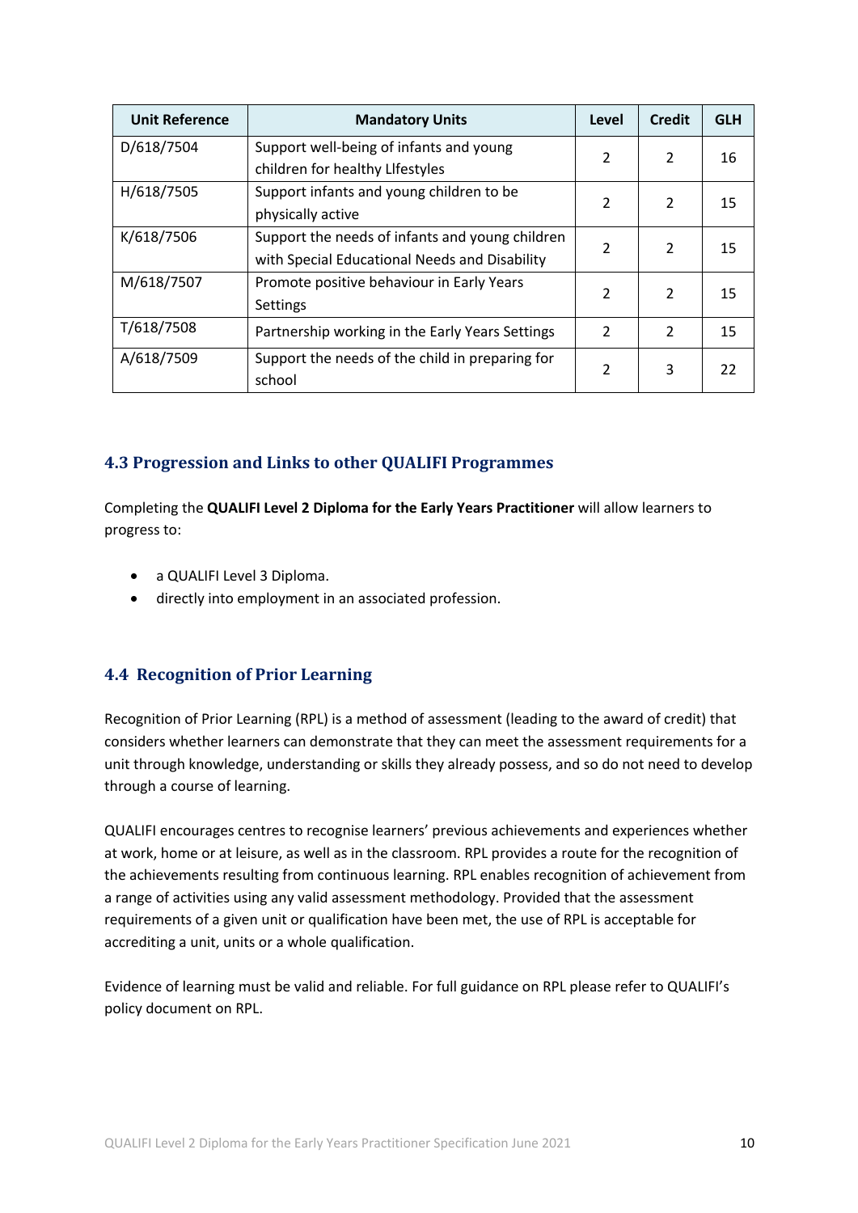| Unit Reference | Mandatory Units | Level | Credit | GLH |
|---|---|---|---|---|
| D/618/7504 | Support well-being of infants and young children for healthy LIfestyles | 2 | 2 | 16 |
| H/618/7505 | Support infants and young children to be physically active | 2 | 2 | 15 |
| K/618/7506 | Support the needs of infants and young children with Special Educational Needs and Disability | 2 | 2 | 15 |
| M/618/7507 | Promote positive behaviour in Early Years Settings | 2 | 2 | 15 |
| T/618/7508 | Partnership working in the Early Years Settings | 2 | 2 | 15 |
| A/618/7509 | Support the needs of the child in preparing for school | 2 | 3 | 22 |

### 4.3 Progression and Links to other QUALIFI Programmes

Completing the **QUALIFI Level 2 Diploma for the Early Years Practitioner** will allow learners to progress to:

- a QUALIFI Level 3 Diploma.
- directly into employment in an associated profession.

### 4.4 Recognition of Prior Learning

Recognition of Prior Learning (RPL) is a method of assessment (leading to the award of credit) that considers whether learners can demonstrate that they can meet the assessment requirements for a unit through knowledge, understanding or skills they already possess, and so do not need to develop through a course of learning.

QUALIFI encourages centres to recognise learners' previous achievements and experiences whether at work, home or at leisure, as well as in the classroom. RPL provides a route for the recognition of the achievements resulting from continuous learning. RPL enables recognition of achievement from a range of activities using any valid assessment methodology. Provided that the assessment requirements of a given unit or qualification have been met, the use of RPL is acceptable for accrediting a unit, units or a whole qualification.

Evidence of learning must be valid and reliable. For full guidance on RPL please refer to QUALIFI's policy document on RPL.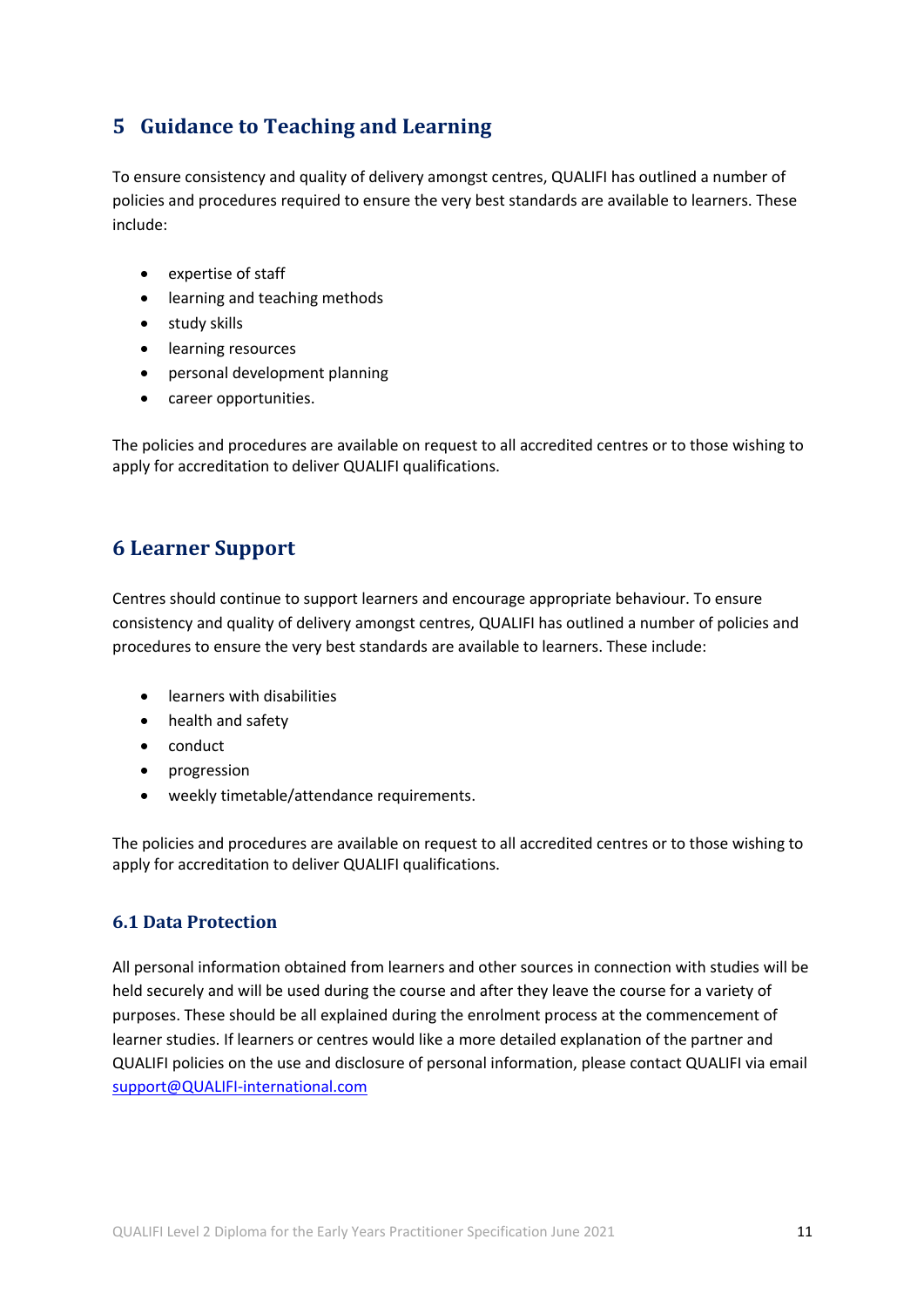## 5 Guidance to Teaching and Learning

To ensure consistency and quality of delivery amongst centres, QUALIFI has outlined a number of policies and procedures required to ensure the very best standards are available to learners. These include:

- expertise of staff
- learning and teaching methods
- study skills
- learning resources
- personal development planning
- career opportunities.

The policies and procedures are available on request to all accredited centres or to those wishing to apply for accreditation to deliver QUALIFI qualifications.

## 6 Learner Support

Centres should continue to support learners and encourage appropriate behaviour. To ensure consistency and quality of delivery amongst centres, QUALIFI has outlined a number of policies and procedures to ensure the very best standards are available to learners. These include:

- learners with disabilities
- health and safety
- conduct
- progression
- weekly timetable/attendance requirements.

The policies and procedures are available on request to all accredited centres or to those wishing to apply for accreditation to deliver QUALIFI qualifications.

### 6.1 Data Protection

All personal information obtained from learners and other sources in connection with studies will be held securely and will be used during the course and after they leave the course for a variety of purposes. These should be all explained during the enrolment process at the commencement of learner studies. If learners or centres would like a more detailed explanation of the partner and QUALIFI policies on the use and disclosure of personal information, please contact QUALIFI via email support@QUALIFI-international.com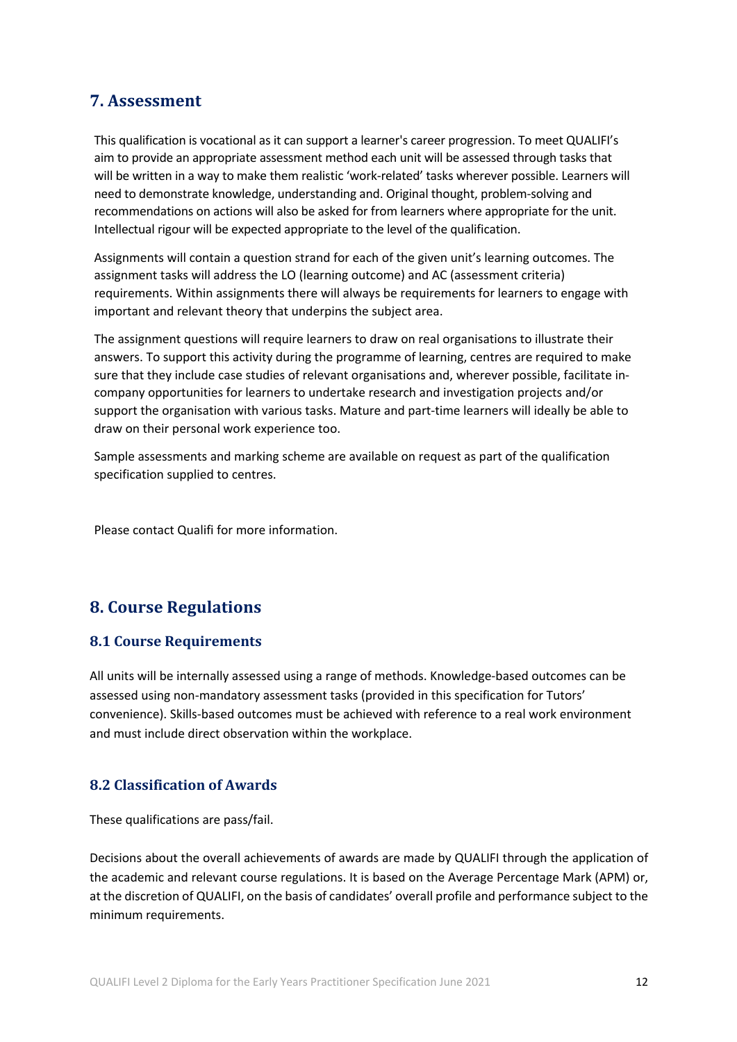## 7. Assessment

This qualification is vocational as it can support a learner's career progression. To meet QUALIFI's aim to provide an appropriate assessment method each unit will be assessed through tasks that will be written in a way to make them realistic 'work-related' tasks wherever possible. Learners will need to demonstrate knowledge, understanding and. Original thought, problem-solving and recommendations on actions will also be asked for from learners where appropriate for the unit. Intellectual rigour will be expected appropriate to the level of the qualification.

Assignments will contain a question strand for each of the given unit's learning outcomes. The assignment tasks will address the LO (learning outcome) and AC (assessment criteria) requirements. Within assignments there will always be requirements for learners to engage with important and relevant theory that underpins the subject area.

The assignment questions will require learners to draw on real organisations to illustrate their answers. To support this activity during the programme of learning, centres are required to make sure that they include case studies of relevant organisations and, wherever possible, facilitate in-company opportunities for learners to undertake research and investigation projects and/or support the organisation with various tasks. Mature and part-time learners will ideally be able to draw on their personal work experience too.

Sample assessments and marking scheme are available on request as part of the qualification specification supplied to centres.

Please contact Qualifi for more information.

## 8. Course Regulations

### 8.1 Course Requirements

All units will be internally assessed using a range of methods. Knowledge-based outcomes can be assessed using non-mandatory assessment tasks (provided in this specification for Tutors' convenience). Skills-based outcomes must be achieved with reference to a real work environment and must include direct observation within the workplace.

### 8.2 Classification of Awards

These qualifications are pass/fail.

Decisions about the overall achievements of awards are made by QUALIFI through the application of the academic and relevant course regulations. It is based on the Average Percentage Mark (APM) or, at the discretion of QUALIFI, on the basis of candidates' overall profile and performance subject to the minimum requirements.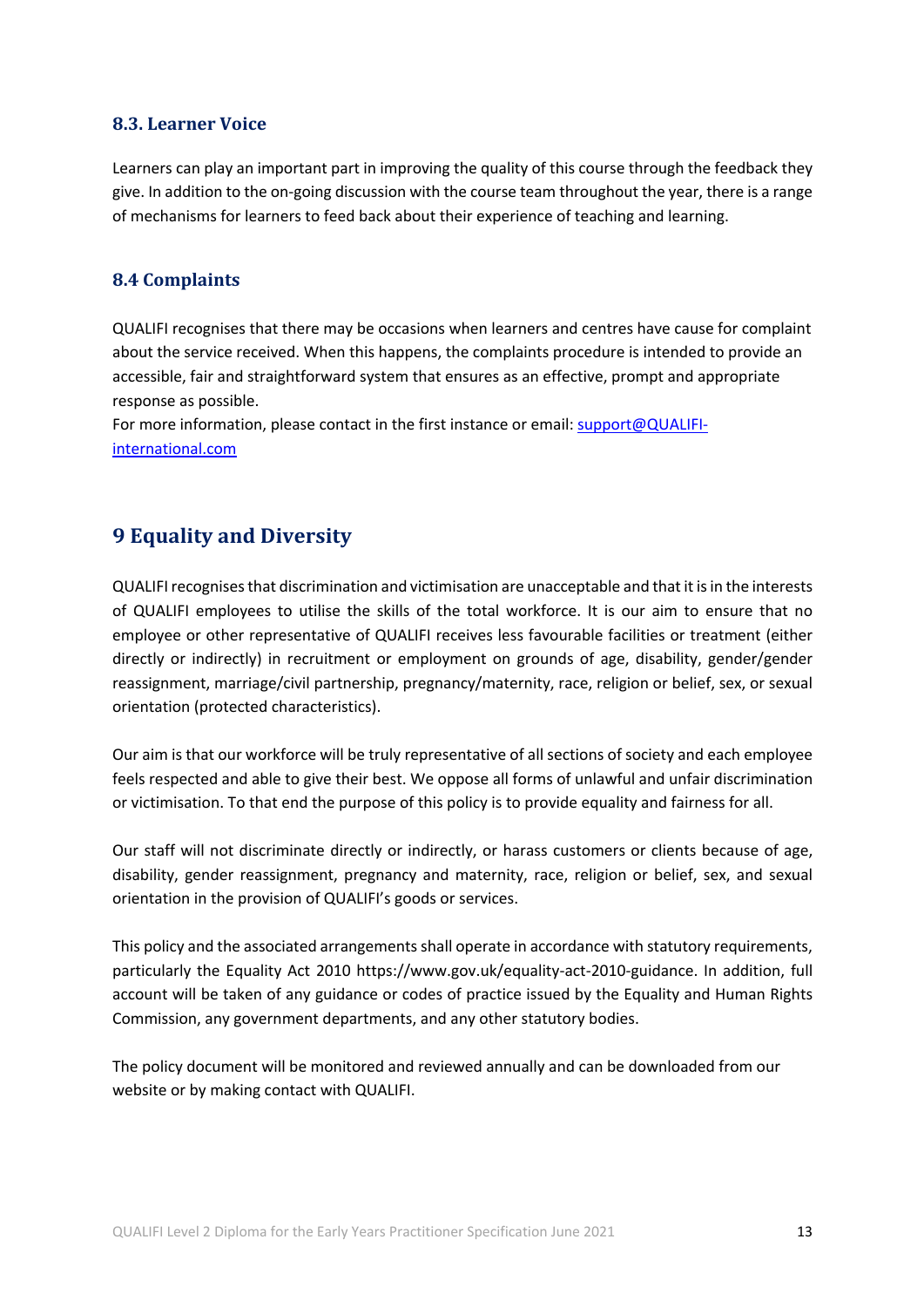### 8.3. Learner Voice

Learners can play an important part in improving the quality of this course through the feedback they give. In addition to the on-going discussion with the course team throughout the year, there is a range of mechanisms for learners to feed back about their experience of teaching and learning.

### 8.4 Complaints

QUALIFI recognises that there may be occasions when learners and centres have cause for complaint about the service received. When this happens, the complaints procedure is intended to provide an accessible, fair and straightforward system that ensures as an effective, prompt and appropriate response as possible.
For more information, please contact in the first instance or email: [support@QUALIFI-international.com](mailto:support@QUALIFI-international.com)

## 9 Equality and Diversity

QUALIFI recognises that discrimination and victimisation are unacceptable and that it is in the interests of QUALIFI employees to utilise the skills of the total workforce. It is our aim to ensure that no employee or other representative of QUALIFI receives less favourable facilities or treatment (either directly or indirectly) in recruitment or employment on grounds of age, disability, gender/gender reassignment, marriage/civil partnership, pregnancy/maternity, race, religion or belief, sex, or sexual orientation (protected characteristics).

Our aim is that our workforce will be truly representative of all sections of society and each employee feels respected and able to give their best. We oppose all forms of unlawful and unfair discrimination or victimisation. To that end the purpose of this policy is to provide equality and fairness for all.

Our staff will not discriminate directly or indirectly, or harass customers or clients because of age, disability, gender reassignment, pregnancy and maternity, race, religion or belief, sex, and sexual orientation in the provision of QUALIFI's goods or services.

This policy and the associated arrangements shall operate in accordance with statutory requirements, particularly the Equality Act 2010 https://www.gov.uk/equality-act-2010-guidance. In addition, full account will be taken of any guidance or codes of practice issued by the Equality and Human Rights Commission, any government departments, and any other statutory bodies.

The policy document will be monitored and reviewed annually and can be downloaded from our website or by making contact with QUALIFI.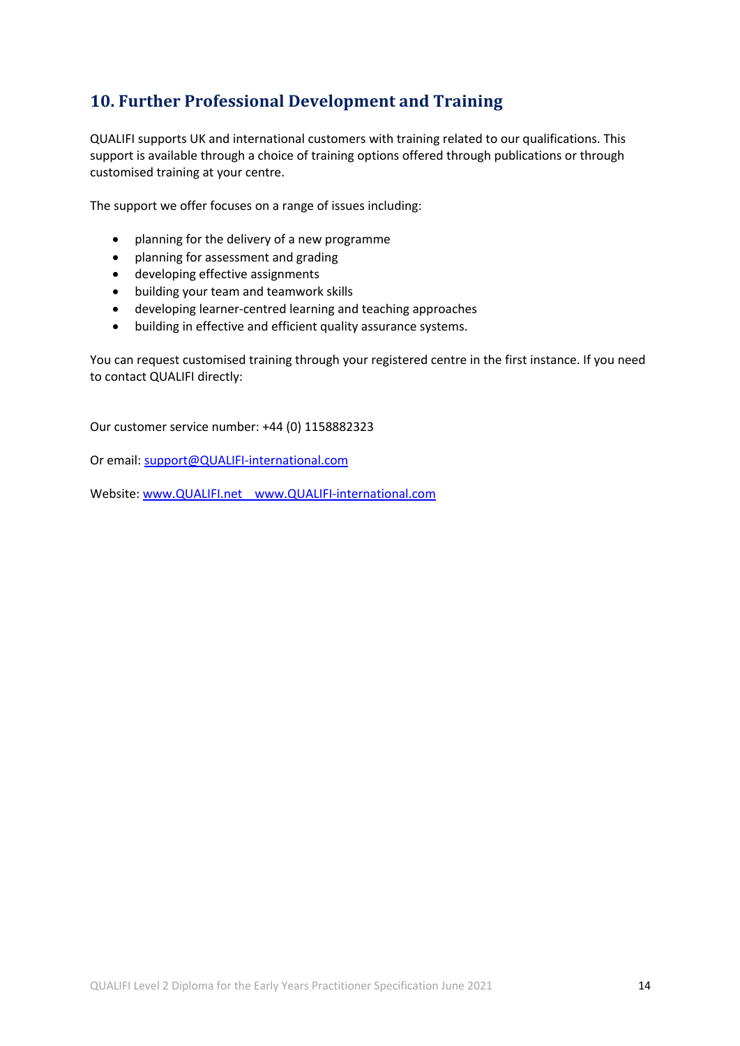## 10. Further Professional Development and Training

QUALIFI supports UK and international customers with training related to our qualifications. This support is available through a choice of training options offered through publications or through customised training at your centre.

The support we offer focuses on a range of issues including:

- planning for the delivery of a new programme
- planning for assessment and grading
- developing effective assignments
- building your team and teamwork skills
- developing learner-centred learning and teaching approaches
- building in effective and efficient quality assurance systems.

You can request customised training through your registered centre in the first instance. If you need to contact QUALIFI directly:

Our customer service number: +44 (0) 1158882323

Or email: support@QUALIFI-international.com

Website: www.QUALIFI.net   www.QUALIFI-international.com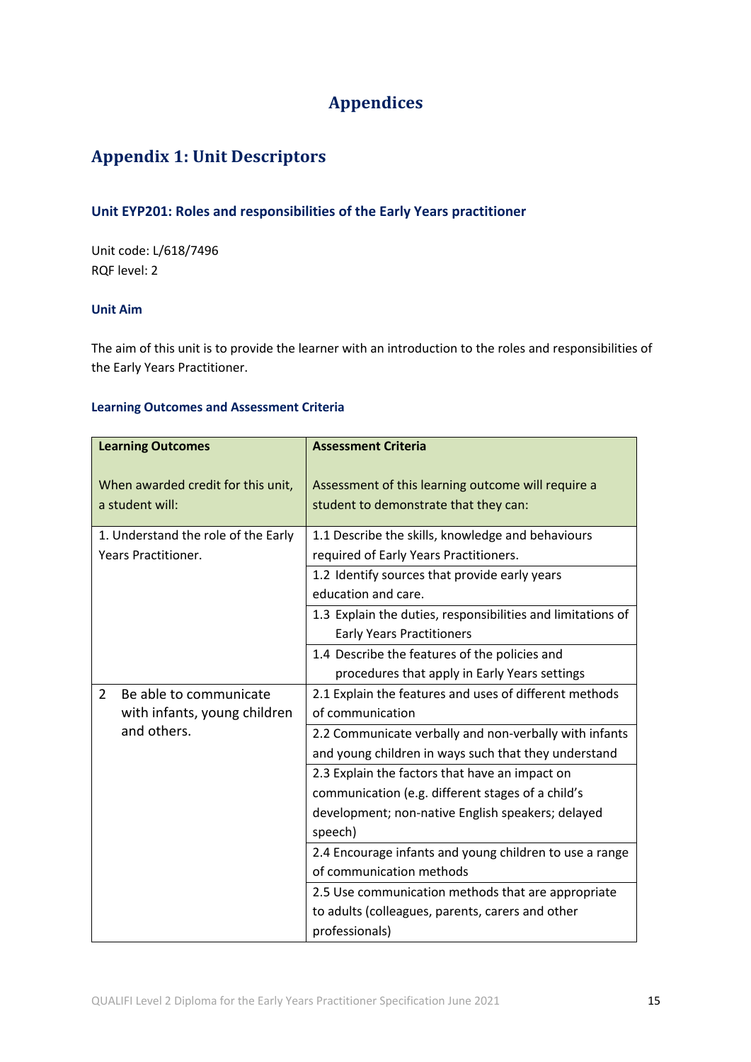# Appendices

## Appendix 1: Unit Descriptors

### Unit EYP201: Roles and responsibilities of the Early Years practitioner

Unit code: L/618/7496
RQF level: 2

#### Unit Aim

The aim of this unit is to provide the learner with an introduction to the roles and responsibilities of the Early Years Practitioner.

#### Learning Outcomes and Assessment Criteria

| **Learning Outcomes**<br><br>When awarded credit for this unit, a student will: | **Assessment Criteria**<br><br>Assessment of this learning outcome will require a student to demonstrate that they can: |
|---|---|
| 1. Understand the role of the Early Years Practitioner. | 1.1 Describe the skills, knowledge and behaviours required of Early Years Practitioners. |
| | 1.2 Identify sources that provide early years education and care. |
| | 1.3 Explain the duties, responsibilities and limitations of Early Years Practitioners |
| | 1.4 Describe the features of the policies and procedures that apply in Early Years settings |
| 2 Be able to communicate with infants, young children and others. | 2.1 Explain the features and uses of different methods of communication |
| | 2.2 Communicate verbally and non-verbally with infants and young children in ways such that they understand |
| | 2.3 Explain the factors that have an impact on communication (e.g. different stages of a child's development; non-native English speakers; delayed speech) |
| | 2.4 Encourage infants and young children to use a range of communication methods |
| | 2.5 Use communication methods that are appropriate to adults (colleagues, parents, carers and other professionals) |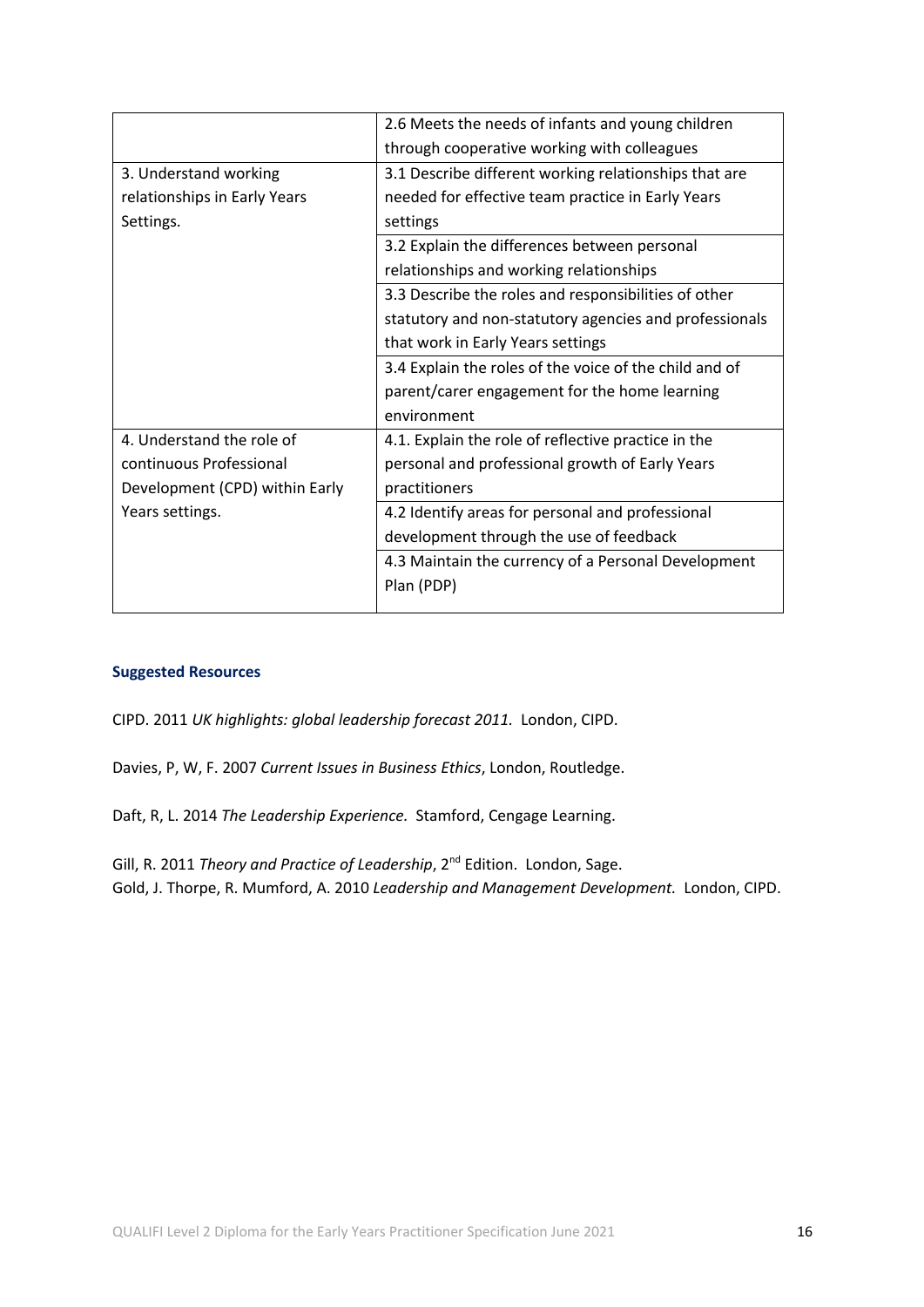| | |
|---|---|
| | 2.6 Meets the needs of infants and young children through cooperative working with colleagues |
| 3. Understand working relationships in Early Years Settings. | 3.1 Describe different working relationships that are needed for effective team practice in Early Years settings |
| | 3.2 Explain the differences between personal relationships and working relationships |
| | 3.3 Describe the roles and responsibilities of other statutory and non-statutory agencies and professionals that work in Early Years settings |
| | 3.4 Explain the roles of the voice of the child and of parent/carer engagement for the home learning environment |
| 4. Understand the role of continuous Professional Development (CPD) within Early Years settings. | 4.1. Explain the role of reflective practice in the personal and professional growth of Early Years practitioners |
| | 4.2 Identify areas for personal and professional development through the use of feedback |
| | 4.3 Maintain the currency of a Personal Development Plan (PDP) |

### Suggested Resources

CIPD. 2011 *UK highlights: global leadership forecast 2011.* London, CIPD.

Davies, P, W, F. 2007 *Current Issues in Business Ethics*, London, Routledge.

Daft, R, L. 2014 *The Leadership Experience.* Stamford, Cengage Learning.

Gill, R. 2011 *Theory and Practice of Leadership*, 2nd Edition. London, Sage.

Gold, J. Thorpe, R. Mumford, A. 2010 *Leadership and Management Development.* London, CIPD.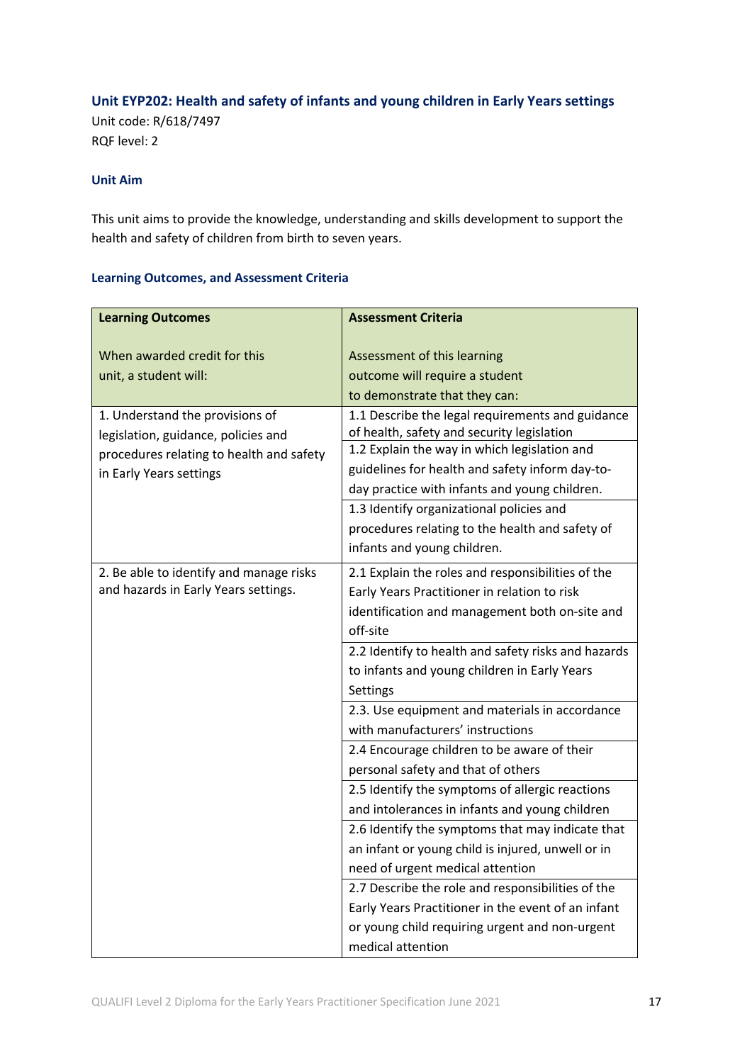### Unit EYP202: Health and safety of infants and young children in Early Years settings

Unit code: R/618/7497
RQF level: 2

#### Unit Aim

This unit aims to provide the knowledge, understanding and skills development to support the health and safety of children from birth to seven years.

#### Learning Outcomes, and Assessment Criteria

| **Learning Outcomes**<br><br>When awarded credit for this unit, a student will: | **Assessment Criteria**<br><br>Assessment of this learning outcome will require a student to demonstrate that they can: |
|---|---|
| 1. Understand the provisions of legislation, guidance, policies and procedures relating to health and safety in Early Years settings | 1.1 Describe the legal requirements and guidance of health, safety and security legislation |
| | 1.2 Explain the way in which legislation and guidelines for health and safety inform day-to-day practice with infants and young children. |
| | 1.3 Identify organizational policies and procedures relating to the health and safety of infants and young children. |
| 2. Be able to identify and manage risks and hazards in Early Years settings. | 2.1 Explain the roles and responsibilities of the Early Years Practitioner in relation to risk identification and management both on-site and off-site |
| | 2.2 Identify to health and safety risks and hazards to infants and young children in Early Years Settings |
| | 2.3. Use equipment and materials in accordance with manufacturers' instructions |
| | 2.4 Encourage children to be aware of their personal safety and that of others |
| | 2.5 Identify the symptoms of allergic reactions and intolerances in infants and young children |
| | 2.6 Identify the symptoms that may indicate that an infant or young child is injured, unwell or in need of urgent medical attention |
| | 2.7 Describe the role and responsibilities of the Early Years Practitioner in the event of an infant or young child requiring urgent and non-urgent medical attention |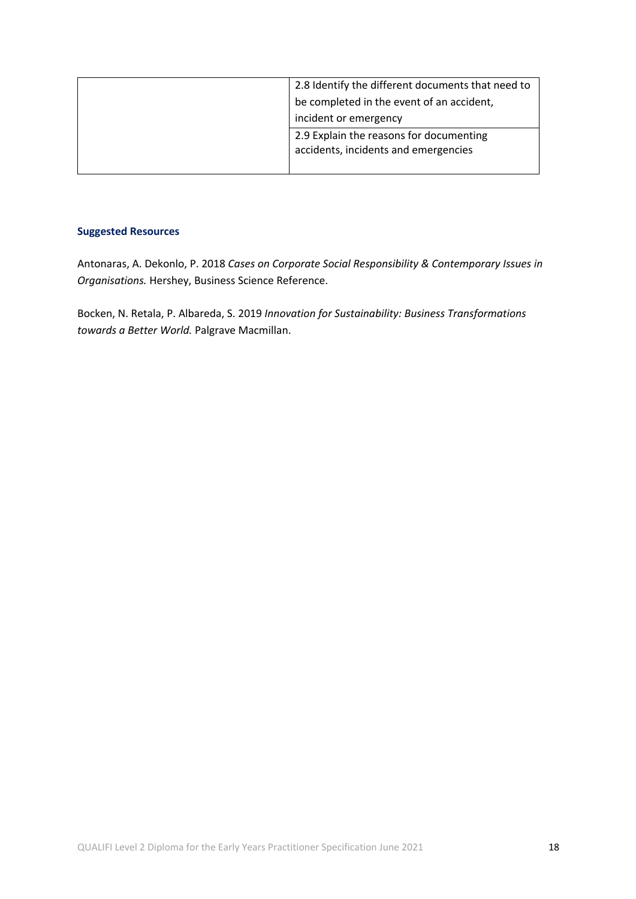| | |
|---|---|
| | 2.8 Identify the different documents that need to be completed in the event of an accident, incident or emergency |
| | 2.9 Explain the reasons for documenting accidents, incidents and emergencies |

**Suggested Resources**

Antonaras, A. Dekonlo, P. 2018 *Cases on Corporate Social Responsibility & Contemporary Issues in Organisations.* Hershey, Business Science Reference.

Bocken, N. Retala, P. Albareda, S. 2019 *Innovation for Sustainability: Business Transformations towards a Better World.* Palgrave Macmillan.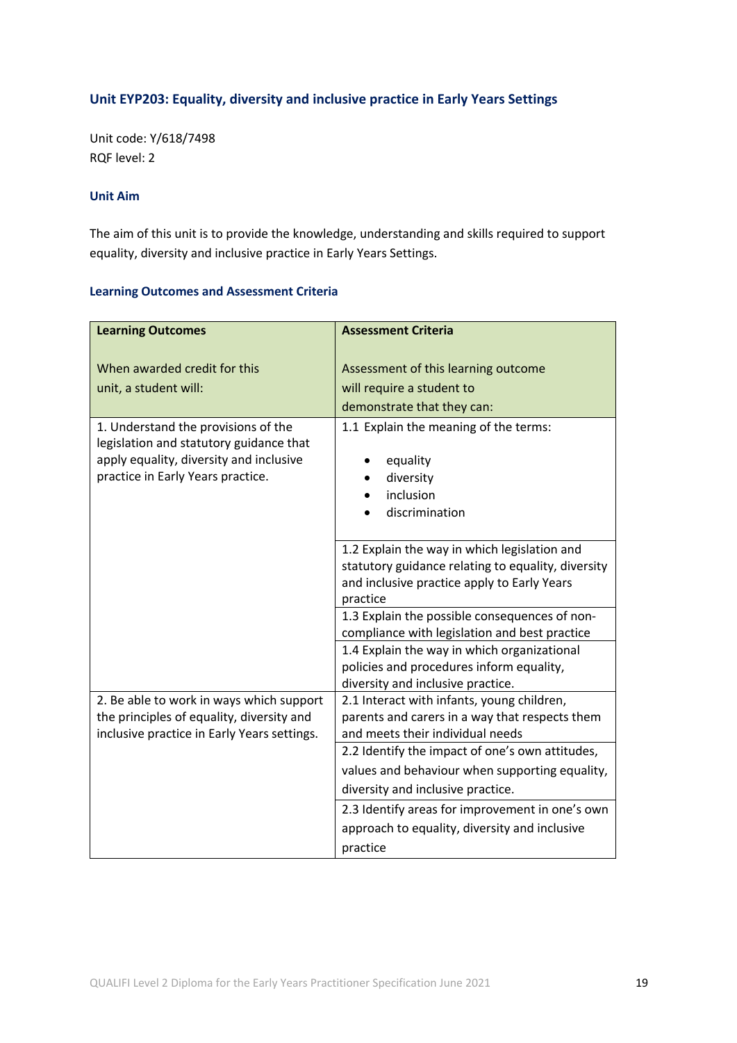### Unit EYP203: Equality, diversity and inclusive practice in Early Years Settings

Unit code: Y/618/7498
RQF level: 2

#### Unit Aim

The aim of this unit is to provide the knowledge, understanding and skills required to support equality, diversity and inclusive practice in Early Years Settings.

#### Learning Outcomes and Assessment Criteria

| **Learning Outcomes**<br><br>When awarded credit for this unit, a student will: | **Assessment Criteria**<br><br>Assessment of this learning outcome will require a student to demonstrate that they can: |
|---|---|
| 1. Understand the provisions of the legislation and statutory guidance that apply equality, diversity and inclusive practice in Early Years practice. | 1.1 Explain the meaning of the terms:<br>• equality<br>• diversity<br>• inclusion<br>• discrimination |
| | 1.2 Explain the way in which legislation and statutory guidance relating to equality, diversity and inclusive practice apply to Early Years practice |
| | 1.3 Explain the possible consequences of non-compliance with legislation and best practice |
| | 1.4 Explain the way in which organizational policies and procedures inform equality, diversity and inclusive practice. |
| 2. Be able to work in ways which support the principles of equality, diversity and inclusive practice in Early Years settings. | 2.1 Interact with infants, young children, parents and carers in a way that respects them and meets their individual needs |
| | 2.2 Identify the impact of one's own attitudes, values and behaviour when supporting equality, diversity and inclusive practice. |
| | 2.3 Identify areas for improvement in one's own approach to equality, diversity and inclusive practice |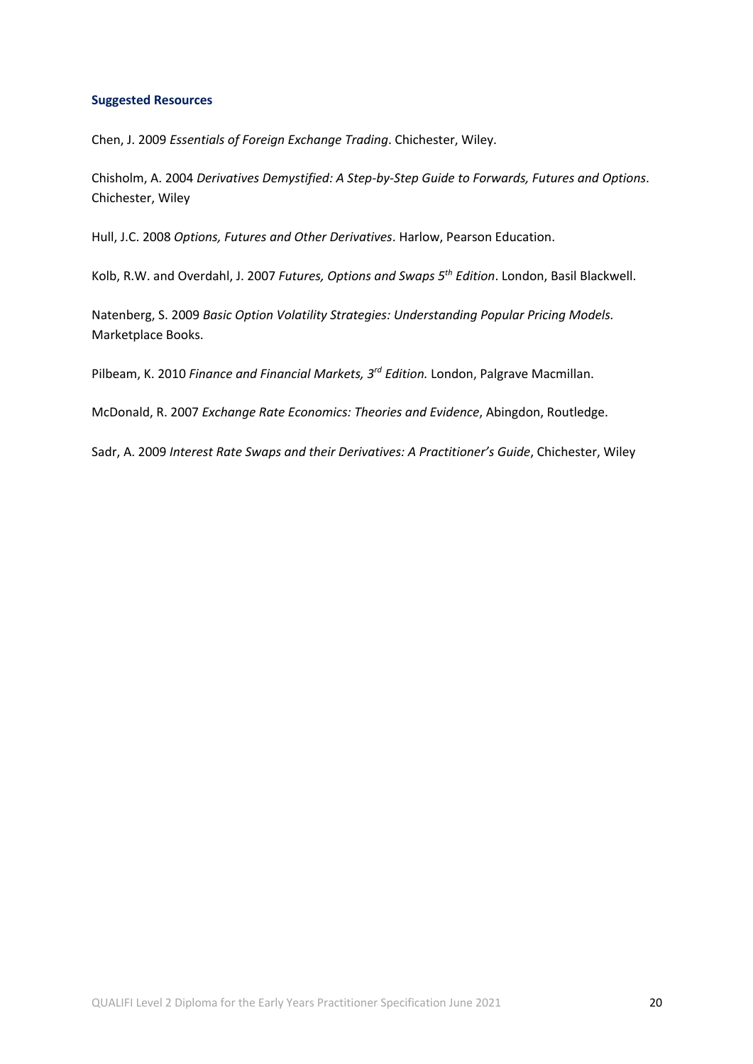**Suggested Resources**

Chen, J. 2009 *Essentials of Foreign Exchange Trading*. Chichester, Wiley.

Chisholm, A. 2004 *Derivatives Demystified: A Step-by-Step Guide to Forwards, Futures and Options*. Chichester, Wiley

Hull, J.C. 2008 *Options, Futures and Other Derivatives*. Harlow, Pearson Education.

Kolb, R.W. and Overdahl, J. 2007 *Futures, Options and Swaps 5th Edition*. London, Basil Blackwell.

Natenberg, S. 2009 *Basic Option Volatility Strategies: Understanding Popular Pricing Models.* Marketplace Books.

Pilbeam, K. 2010 *Finance and Financial Markets, 3rd Edition.* London, Palgrave Macmillan.

McDonald, R. 2007 *Exchange Rate Economics: Theories and Evidence*, Abingdon, Routledge.

Sadr, A. 2009 *Interest Rate Swaps and their Derivatives: A Practitioner's Guide*, Chichester, Wiley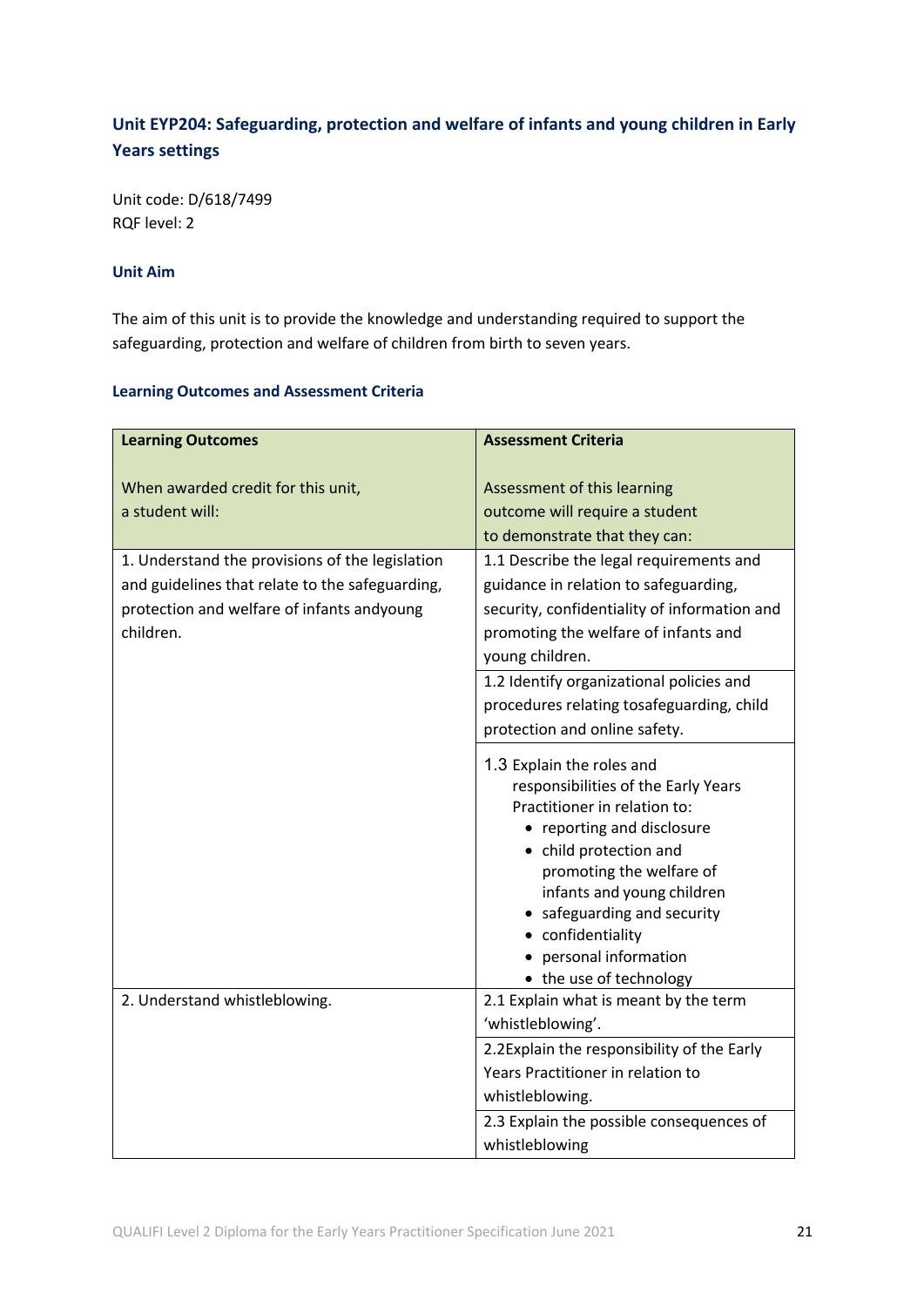## Unit EYP204: Safeguarding, protection and welfare of infants and young children in Early Years settings

Unit code: D/618/7499
RQF level: 2

### Unit Aim

The aim of this unit is to provide the knowledge and understanding required to support the safeguarding, protection and welfare of children from birth to seven years.

### Learning Outcomes and Assessment Criteria

| **Learning Outcomes**<br><br>When awarded credit for this unit, a student will: | **Assessment Criteria**<br><br>Assessment of this learning outcome will require a student to demonstrate that they can: |
|---|---|
| 1. Understand the provisions of the legislation and guidelines that relate to the safeguarding, protection and welfare of infants andyoung children. | 1.1 Describe the legal requirements and guidance in relation to safeguarding, security, confidentiality of information and promoting the welfare of infants and young children. |
| | 1.2 Identify organizational policies and procedures relating tosafeguarding, child protection and online safety. |
| | 1.3 Explain the roles and responsibilities of the Early Years Practitioner in relation to:<br>• reporting and disclosure<br>• child protection and promoting the welfare of infants and young children<br>• safeguarding and security<br>• confidentiality<br>• personal information<br>• the use of technology |
| 2. Understand whistleblowing. | 2.1 Explain what is meant by the term 'whistleblowing'. |
| | 2.2Explain the responsibility of the Early Years Practitioner in relation to whistleblowing. |
| | 2.3 Explain the possible consequences of whistleblowing |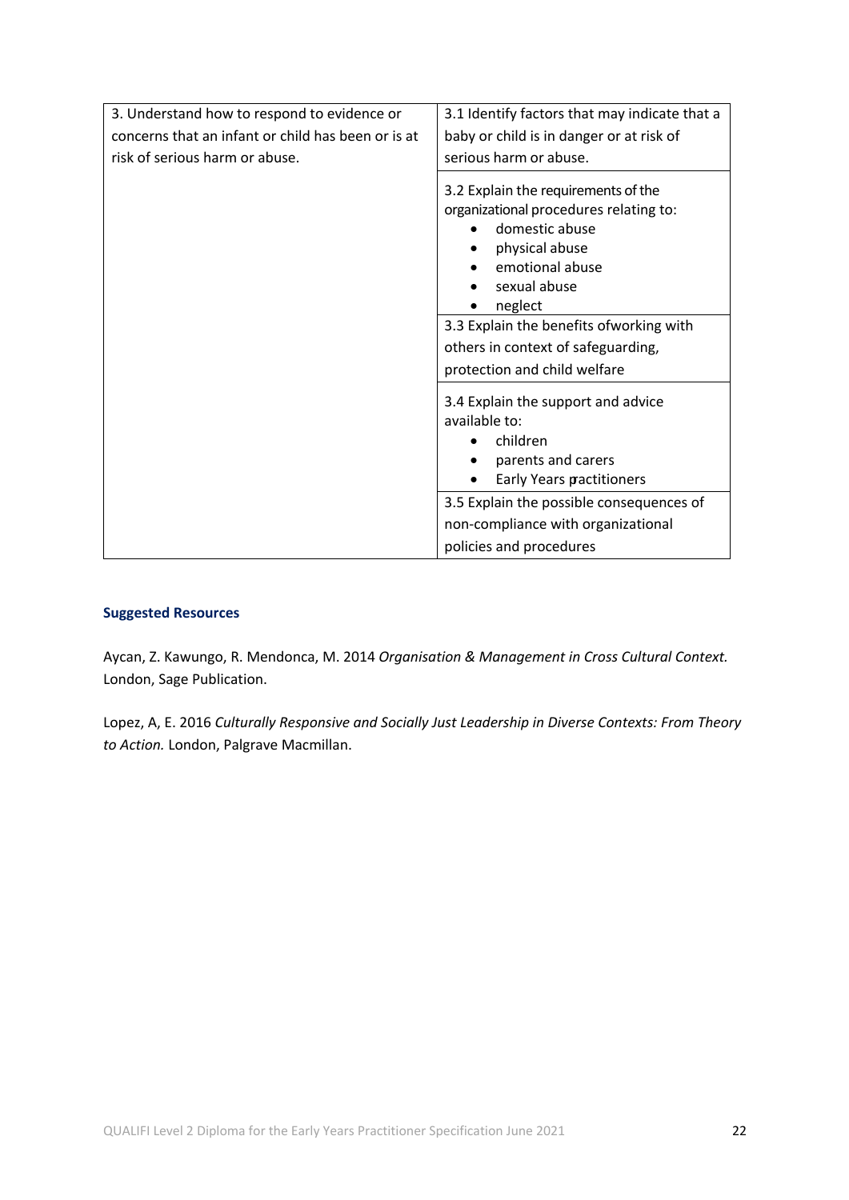| | |
|---|---|
| 3. Understand how to respond to evidence or concerns that an infant or child has been or is at risk of serious harm or abuse. | 3.1 Identify factors that may indicate that a baby or child is in danger or at risk of serious harm or abuse. |
| | 3.2 Explain the requirements of the organizational procedures relating to:<br>• domestic abuse<br>• physical abuse<br>• emotional abuse<br>• sexual abuse<br>• neglect |
| | 3.3 Explain the benefits ofworking with others in context of safeguarding, protection and child welfare |
| | 3.4 Explain the support and advice available to:<br>• children<br>• parents and carers<br>• Early Years practitioners |
| | 3.5 Explain the possible consequences of non-compliance with organizational policies and procedures |

### Suggested Resources

Aycan, Z. Kawungo, R. Mendonca, M. 2014 *Organisation & Management in Cross Cultural Context.* London, Sage Publication.

Lopez, A, E. 2016 *Culturally Responsive and Socially Just Leadership in Diverse Contexts: From Theory to Action.* London, Palgrave Macmillan.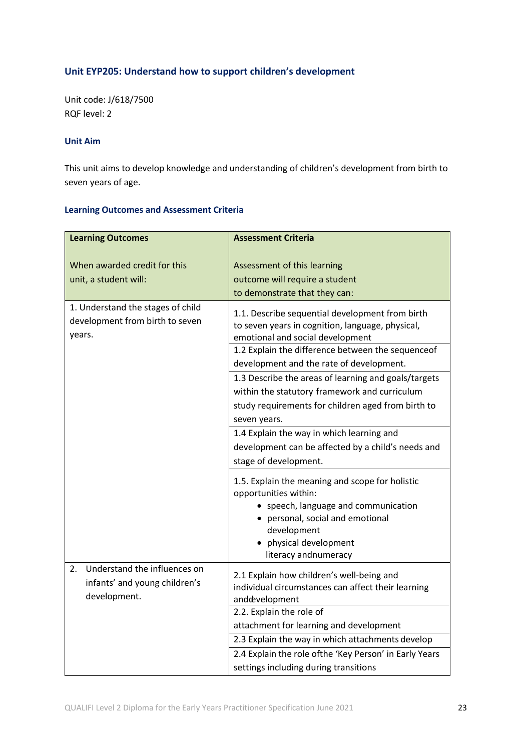### Unit EYP205: Understand how to support children's development

Unit code: J/618/7500
RQF level: 2

#### Unit Aim

This unit aims to develop knowledge and understanding of children's development from birth to seven years of age.

#### Learning Outcomes and Assessment Criteria

| **Learning Outcomes**<br><br>When awarded credit for this unit, a student will: | **Assessment Criteria**<br><br>Assessment of this learning outcome will require a student to demonstrate that they can: |
|---|---|
| 1. Understand the stages of child development from birth to seven years. | 1.1. Describe sequential development from birth to seven years in cognition, language, physical, emotional and social development |
| | 1.2 Explain the difference between the sequenceof development and the rate of development. |
| | 1.3 Describe the areas of learning and goals/targets within the statutory framework and curriculum study requirements for children aged from birth to seven years. |
| | 1.4 Explain the way in which learning and development can be affected by a child's needs and stage of development. |
| | 1.5. Explain the meaning and scope for holistic opportunities within:<br>• speech, language and communication<br>• personal, social and emotional development<br>• physical development<br>literacy andnumeracy |
| 2. Understand the influences on infants' and young children's development. | 2.1 Explain how children's well-being and individual circumstances can affect their learning anddevelopment |
| | 2.2. Explain the role of attachment for learning and development |
| | 2.3 Explain the way in which attachments develop |
| | 2.4 Explain the role ofthe 'Key Person' in Early Years settings including during transitions |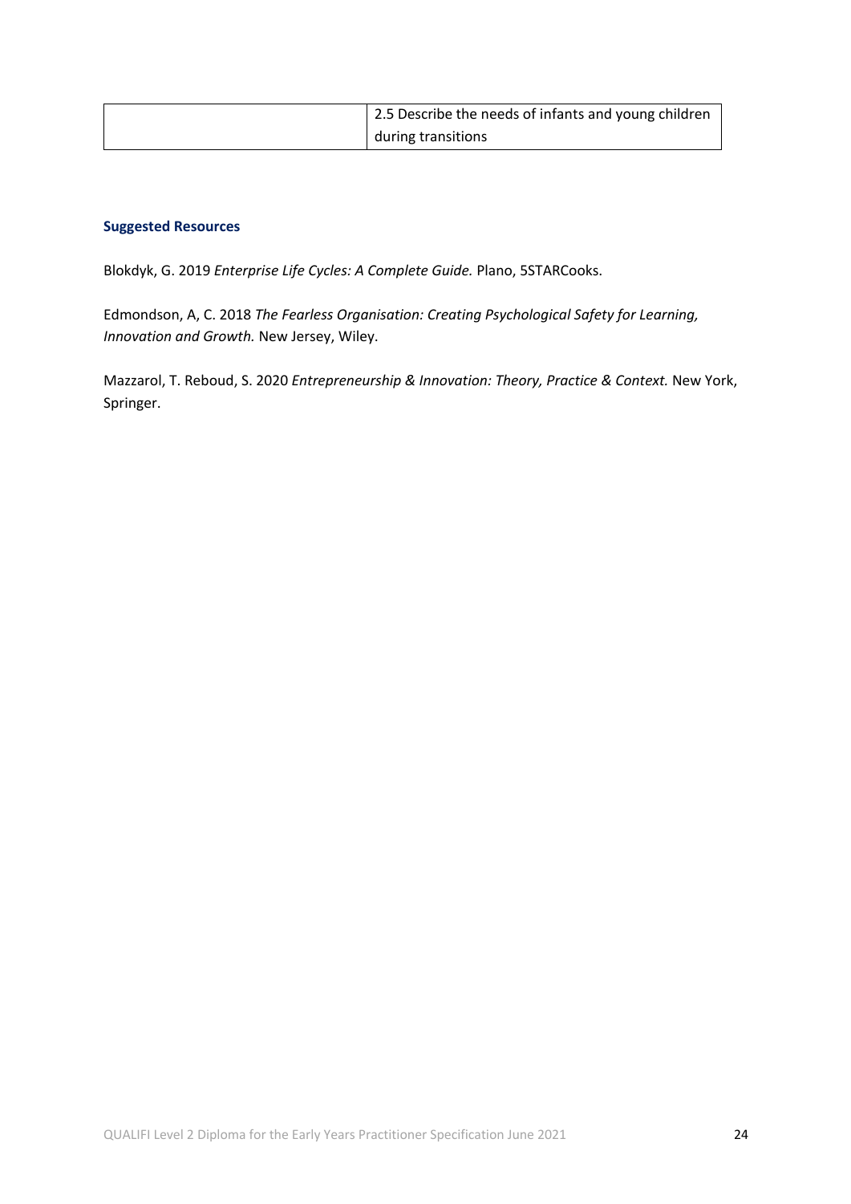| | |
|---|---|
| | 2.5 Describe the needs of infants and young children during transitions |

**Suggested Resources**

Blokdyk, G. 2019 *Enterprise Life Cycles: A Complete Guide.* Plano, 5STARCooks.

Edmondson, A, C. 2018 *The Fearless Organisation: Creating Psychological Safety for Learning, Innovation and Growth.* New Jersey, Wiley.

Mazzarol, T. Reboud, S. 2020 *Entrepreneurship & Innovation: Theory, Practice & Context.* New York, Springer.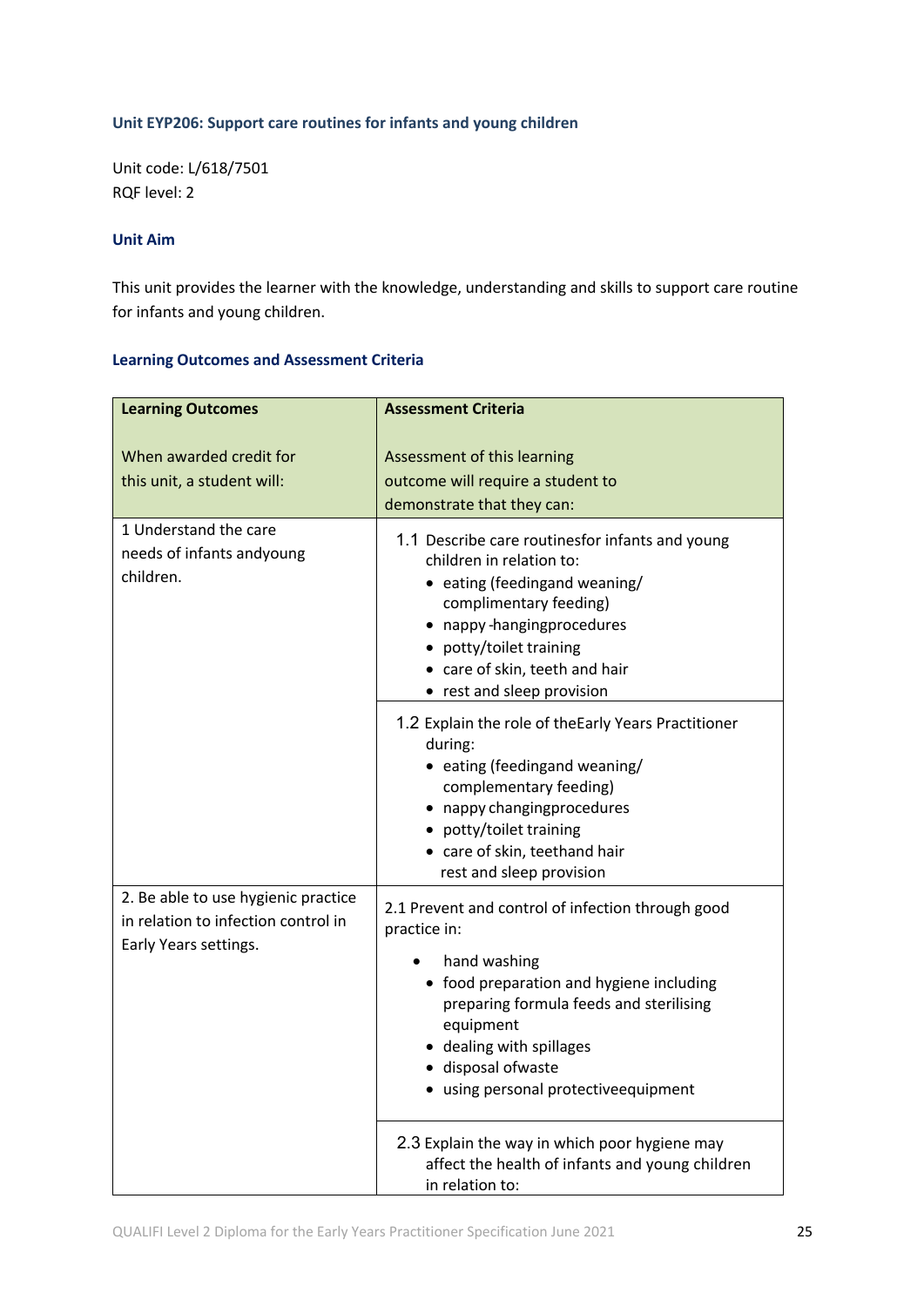### Unit EYP206: Support care routines for infants and young children

Unit code: L/618/7501
RQF level: 2

### Unit Aim

This unit provides the learner with the knowledge, understanding and skills to support care routine for infants and young children.

### Learning Outcomes and Assessment Criteria

| **Learning Outcomes**<br><br>When awarded credit for this unit, a student will: | **Assessment Criteria**<br><br>Assessment of this learning outcome will require a student to demonstrate that they can: |
|---|---|
| 1 Understand the care needs of infants andyoung children. | 1.1 Describe care routinesfor infants and young children in relation to:<br>• eating (feedingand weaning/ complimentary feeding)<br>• nappy -hangingprocedures<br>• potty/toilet training<br>• care of skin, teeth and hair<br>• rest and sleep provision |
| | 1.2 Explain the role of theEarly Years Practitioner during:<br>• eating (feedingand weaning/ complementary feeding)<br>• nappy changingprocedures<br>• potty/toilet training<br>• care of skin, teethand hair<br>rest and sleep provision |
| 2. Be able to use hygienic practice in relation to infection control in Early Years settings. | 2.1 Prevent and control of infection through good practice in:<br>• hand washing<br>• food preparation and hygiene including preparing formula feeds and sterilising equipment<br>• dealing with spillages<br>• disposal ofwaste<br>• using personal protectiveequipment |
| | 2.3 Explain the way in which poor hygiene may affect the health of infants and young children in relation to: |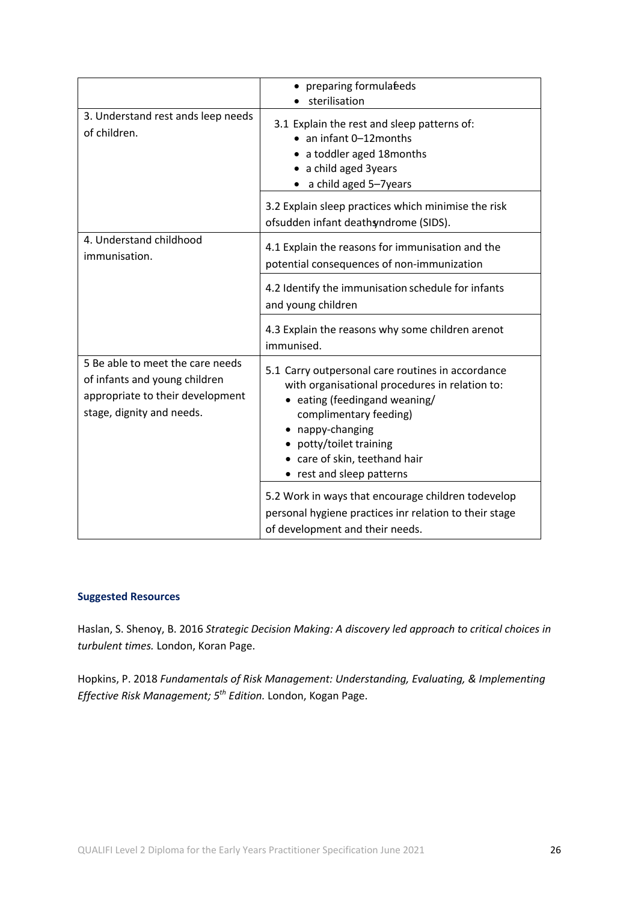| | |
|---|---|
| | • preparing formulafeeds<br>• sterilisation |
| 3. Understand rest ands leep needs of children. | 3.1 Explain the rest and sleep patterns of:<br>• an infant 0–12months<br>• a toddler aged 18months<br>• a child aged 3years<br>• a child aged 5–7years |
| | 3.2 Explain sleep practices which minimise the risk ofsudden infant deathsyndrome (SIDS). |
| 4. Understand childhood immunisation. | 4.1 Explain the reasons for immunisation and the potential consequences of non-immunization |
| | 4.2 Identify the immunisation schedule for infants and young children |
| | 4.3 Explain the reasons why some children arenot immunised. |
| 5 Be able to meet the care needs of infants and young children appropriate to their development stage, dignity and needs. | 5.1 Carry outpersonal care routines in accordance with organisational procedures in relation to:<br>• eating (feedingand weaning/ complimentary feeding)<br>• nappy-changing<br>• potty/toilet training<br>• care of skin, teethand hair<br>• rest and sleep patterns |
| | 5.2 Work in ways that encourage children todevelop personal hygiene practices inr relation to their stage of development and their needs. |

**Suggested Resources**

Haslan, S. Shenoy, B. 2016 *Strategic Decision Making: A discovery led approach to critical choices in turbulent times.* London, Koran Page.

Hopkins, P. 2018 *Fundamentals of Risk Management: Understanding, Evaluating, & Implementing Effective Risk Management; 5th Edition.* London, Kogan Page.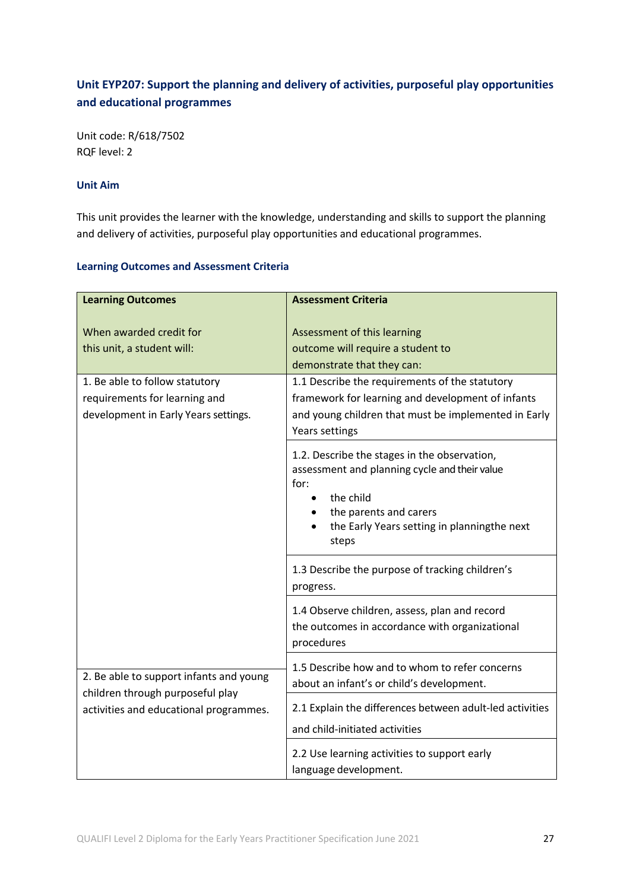## Unit EYP207: Support the planning and delivery of activities, purposeful play opportunities and educational programmes

Unit code: R/618/7502
RQF level: 2

### Unit Aim

This unit provides the learner with the knowledge, understanding and skills to support the planning and delivery of activities, purposeful play opportunities and educational programmes.

### Learning Outcomes and Assessment Criteria

| **Learning Outcomes**<br><br>When awarded credit for this unit, a student will: | **Assessment Criteria**<br><br>Assessment of this learning outcome will require a student to demonstrate that they can: |
|---|---|
| 1. Be able to follow statutory requirements for learning and development in Early Years settings. | 1.1 Describe the requirements of the statutory framework for learning and development of infants and young children that must be implemented in Early Years settings |
| | 1.2. Describe the stages in the observation, assessment and planning cycle and their value for:<br>• the child<br>• the parents and carers<br>• the Early Years setting in planningthe next steps |
| | 1.3 Describe the purpose of tracking children's progress. |
| | 1.4 Observe children, assess, plan and record the outcomes in accordance with organizational procedures |
| | 1.5 Describe how and to whom to refer concerns about an infant's or child's development. |
| 2. Be able to support infants and young children through purposeful play activities and educational programmes. | 2.1 Explain the differences between adult-led activities and child-initiated activities |
| | 2.2 Use learning activities to support early language development. |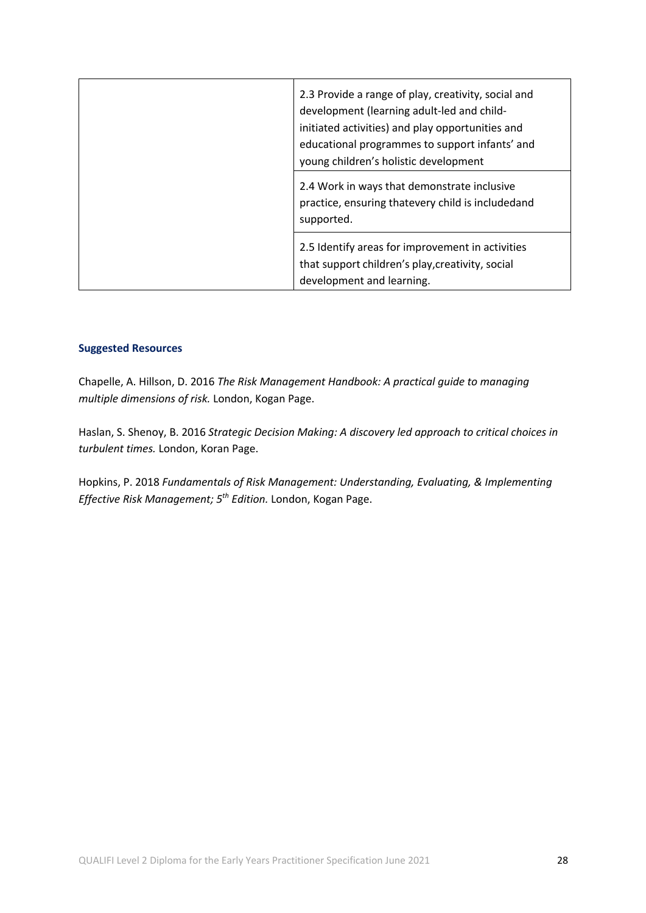| | |
|---|---|
| | 2.3 Provide a range of play, creativity, social and development (learning adult-led and child-initiated activities) and play opportunities and educational programmes to support infants' and young children's holistic development |
| | 2.4 Work in ways that demonstrate inclusive practice, ensuring thatevery child is includedand supported. |
| | 2.5 Identify areas for improvement in activities that support children's play,creativity, social development and learning. |

### Suggested Resources

Chapelle, A. Hillson, D. 2016 *The Risk Management Handbook: A practical guide to managing multiple dimensions of risk.* London, Kogan Page.

Haslan, S. Shenoy, B. 2016 *Strategic Decision Making: A discovery led approach to critical choices in turbulent times.* London, Koran Page.

Hopkins, P. 2018 *Fundamentals of Risk Management: Understanding, Evaluating, & Implementing Effective Risk Management; 5th Edition.* London, Kogan Page.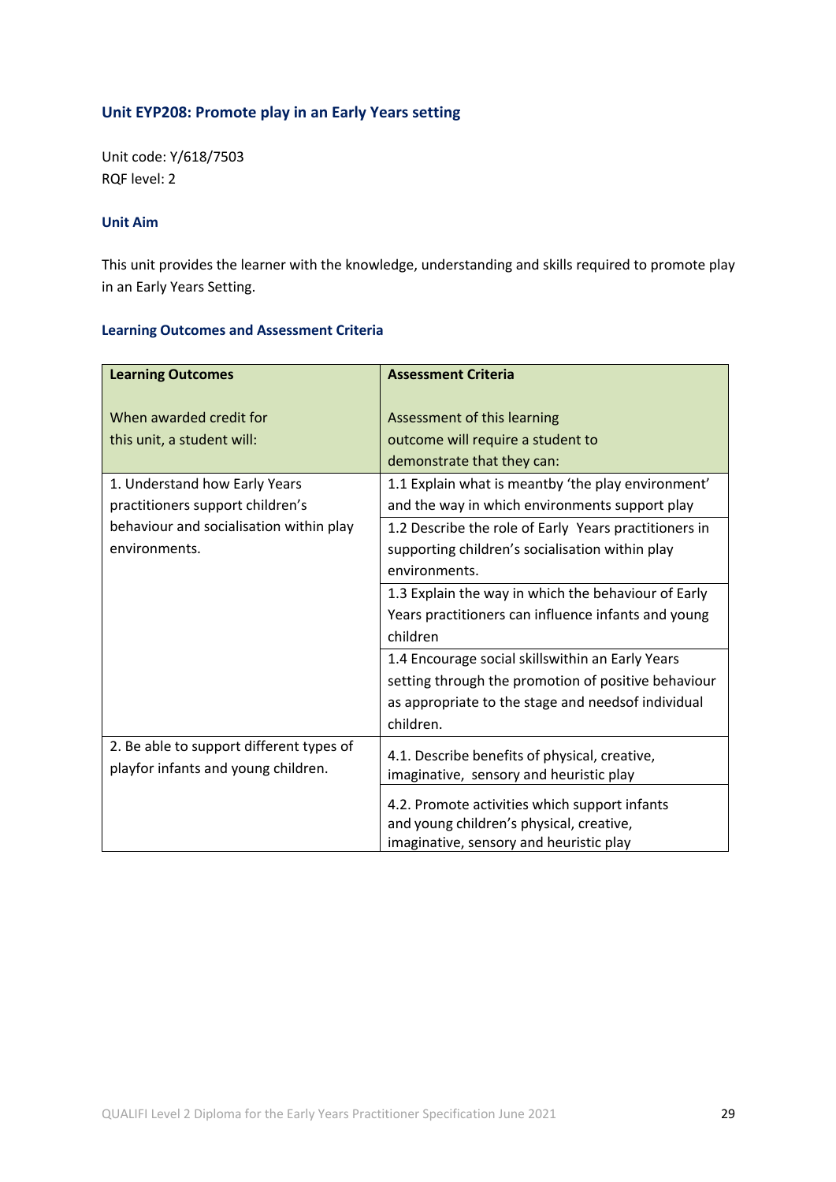### Unit EYP208: Promote play in an Early Years setting

Unit code: Y/618/7503
RQF level: 2

#### Unit Aim

This unit provides the learner with the knowledge, understanding and skills required to promote play in an Early Years Setting.

#### Learning Outcomes and Assessment Criteria

| **Learning Outcomes**<br><br>When awarded credit for this unit, a student will: | **Assessment Criteria**<br><br>Assessment of this learning outcome will require a student to demonstrate that they can: |
|---|---|
| 1. Understand how Early Years practitioners support children's behaviour and socialisation within play environments. | 1.1 Explain what is meantby 'the play environment' and the way in which environments support play |
| | 1.2 Describe the role of Early Years practitioners in supporting children's socialisation within play environments. |
| | 1.3 Explain the way in which the behaviour of Early Years practitioners can influence infants and young children |
| | 1.4 Encourage social skillswithin an Early Years setting through the promotion of positive behaviour as appropriate to the stage and needsof individual children. |
| 2. Be able to support different types of playfor infants and young children. | 4.1. Describe benefits of physical, creative, imaginative, sensory and heuristic play |
| | 4.2. Promote activities which support infants and young children's physical, creative, imaginative, sensory and heuristic play |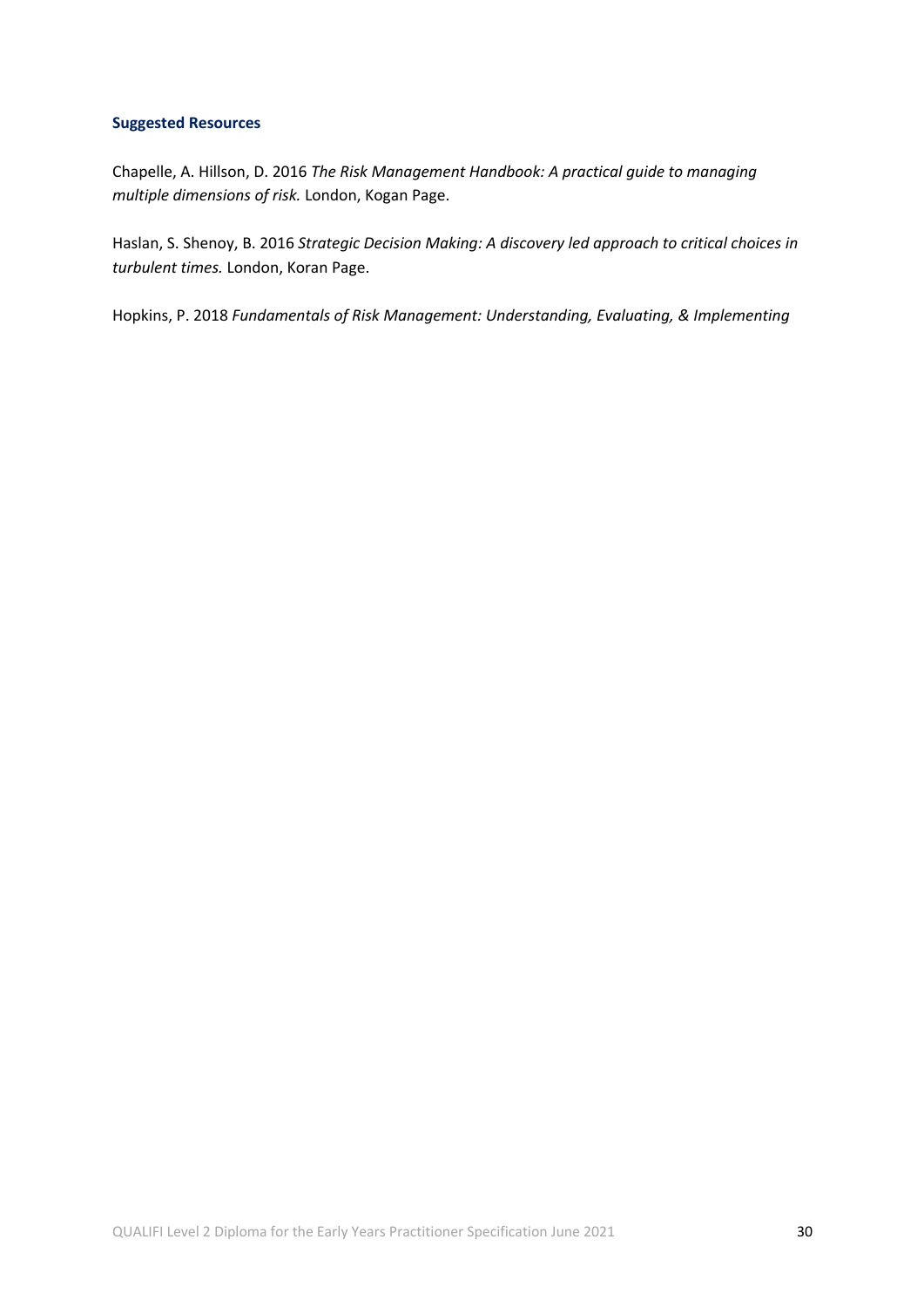#### Suggested Resources

Chapelle, A. Hillson, D. 2016 *The Risk Management Handbook: A practical guide to managing multiple dimensions of risk.* London, Kogan Page.

Haslan, S. Shenoy, B. 2016 *Strategic Decision Making: A discovery led approach to critical choices in turbulent times.* London, Koran Page.

Hopkins, P. 2018 *Fundamentals of Risk Management: Understanding, Evaluating, & Implementing*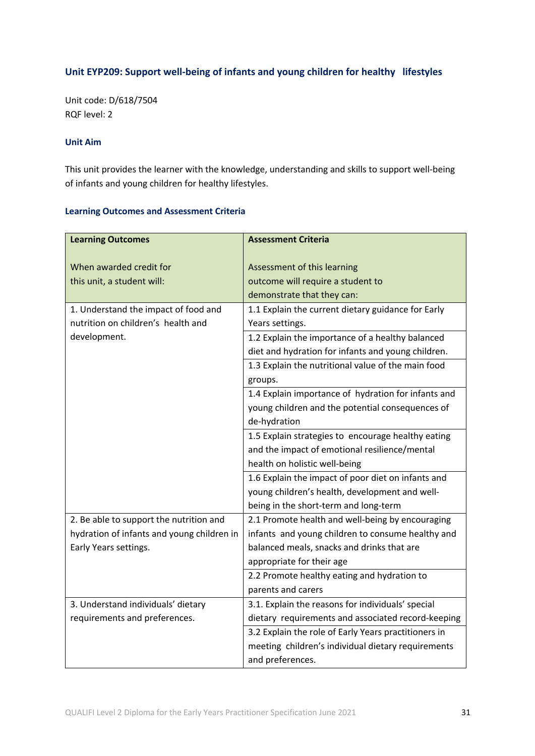## Unit EYP209: Support well-being of infants and young children for healthy lifestyles

Unit code: D/618/7504
RQF level: 2

### Unit Aim

This unit provides the learner with the knowledge, understanding and skills to support well-being of infants and young children for healthy lifestyles.

### Learning Outcomes and Assessment Criteria

| **Learning Outcomes**<br><br>When awarded credit for this unit, a student will: | **Assessment Criteria**<br><br>Assessment of this learning outcome will require a student to demonstrate that they can: |
|---|---|
| 1. Understand the impact of food and nutrition on children's health and development. | 1.1 Explain the current dietary guidance for Early Years settings. |
| | 1.2 Explain the importance of a healthy balanced diet and hydration for infants and young children. |
| | 1.3 Explain the nutritional value of the main food groups. |
| | 1.4 Explain importance of hydration for infants and young children and the potential consequences of de-hydration |
| | 1.5 Explain strategies to encourage healthy eating and the impact of emotional resilience/mental health on holistic well-being |
| | 1.6 Explain the impact of poor diet on infants and young children's health, development and well-being in the short-term and long-term |
| 2. Be able to support the nutrition and hydration of infants and young children in Early Years settings. | 2.1 Promote health and well-being by encouraging infants and young children to consume healthy and balanced meals, snacks and drinks that are appropriate for their age |
| | 2.2 Promote healthy eating and hydration to parents and carers |
| 3. Understand individuals' dietary requirements and preferences. | 3.1. Explain the reasons for individuals' special dietary requirements and associated record-keeping |
| | 3.2 Explain the role of Early Years practitioners in meeting children's individual dietary requirements and preferences. |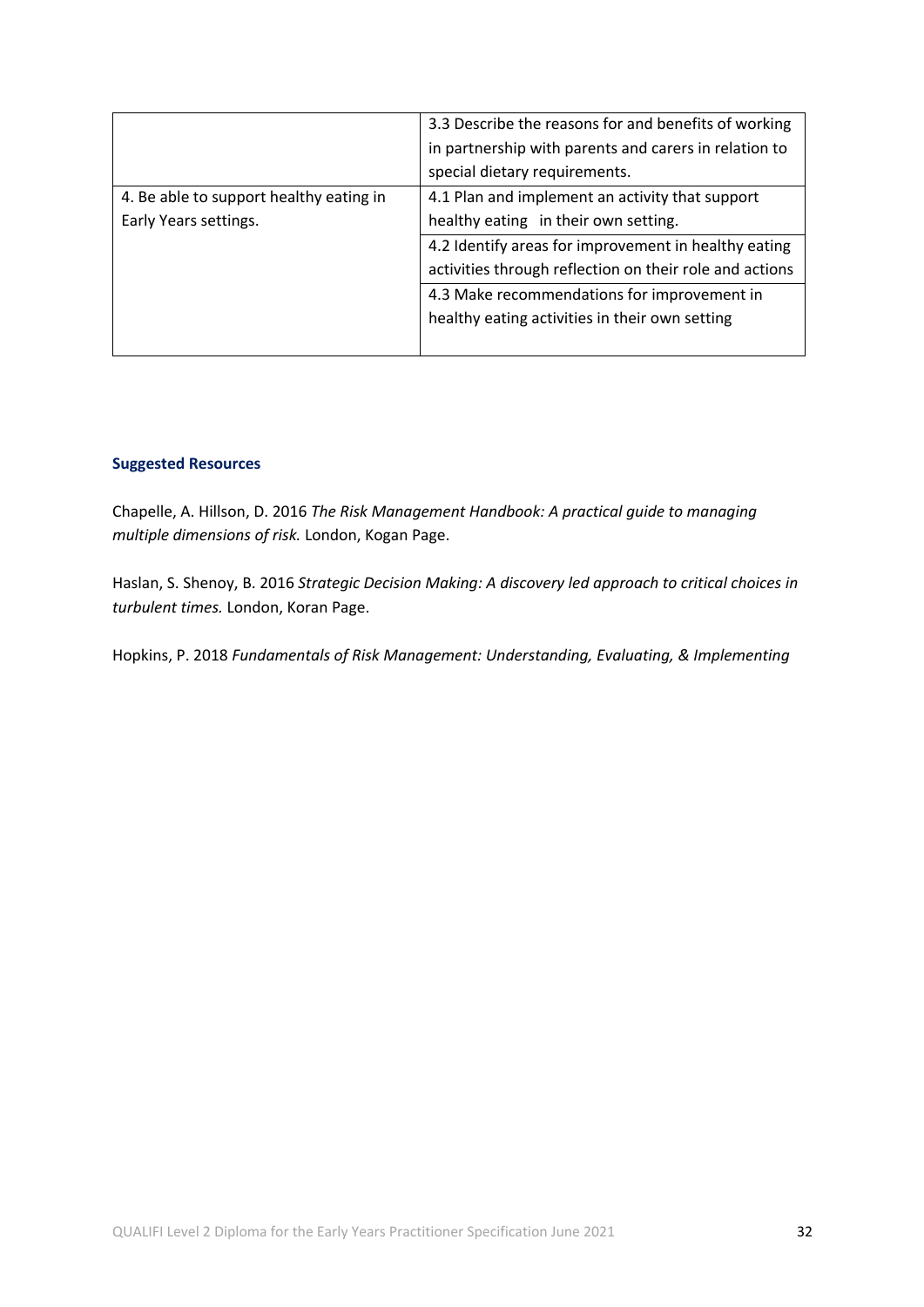| | |
|---|---|
| | 3.3 Describe the reasons for and benefits of working in partnership with parents and carers in relation to special dietary requirements. |
| 4. Be able to support healthy eating in Early Years settings. | 4.1 Plan and implement an activity that support healthy eating in their own setting. |
| | 4.2 Identify areas for improvement in healthy eating activities through reflection on their role and actions |
| | 4.3 Make recommendations for improvement in healthy eating activities in their own setting |

### Suggested Resources

Chapelle, A. Hillson, D. 2016 *The Risk Management Handbook: A practical guide to managing multiple dimensions of risk.* London, Kogan Page.

Haslan, S. Shenoy, B. 2016 *Strategic Decision Making: A discovery led approach to critical choices in turbulent times.* London, Koran Page.

Hopkins, P. 2018 *Fundamentals of Risk Management: Understanding, Evaluating, & Implementing*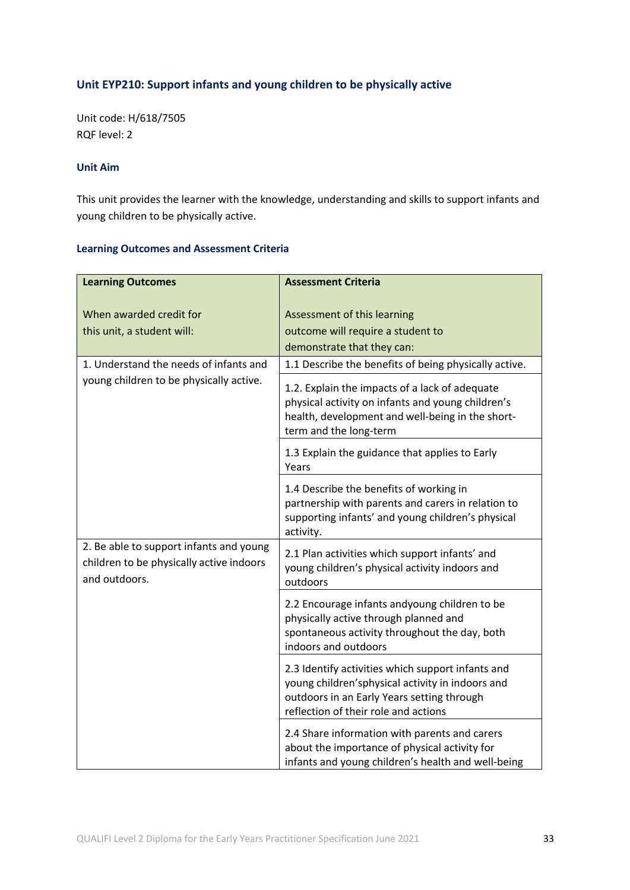### Unit EYP210: Support infants and young children to be physically active

Unit code: H/618/7505
RQF level: 2

#### Unit Aim

This unit provides the learner with the knowledge, understanding and skills to support infants and young children to be physically active.

#### Learning Outcomes and Assessment Criteria

| **Learning Outcomes**<br><br>When awarded credit for this unit, a student will: | **Assessment Criteria**<br><br>Assessment of this learning outcome will require a student to demonstrate that they can: |
|---|---|
| 1. Understand the needs of infants and young children to be physically active. | 1.1 Describe the benefits of being physically active. |
| | 1.2. Explain the impacts of a lack of adequate physical activity on infants and young children's health, development and well-being in the short-term and the long-term |
| | 1.3 Explain the guidance that applies to Early Years |
| | 1.4 Describe the benefits of working in partnership with parents and carers in relation to supporting infants' and young children's physical activity. |
| 2. Be able to support infants and young children to be physically active indoors and outdoors. | 2.1 Plan activities which support infants' and young children's physical activity indoors and outdoors |
| | 2.2 Encourage infants andyoung children to be physically active through planned and spontaneous activity throughout the day, both indoors and outdoors |
| | 2.3 Identify activities which support infants and young children'sphysical activity in indoors and outdoors in an Early Years setting through reflection of their role and actions |
| | 2.4 Share information with parents and carers about the importance of physical activity for infants and young children's health and well-being |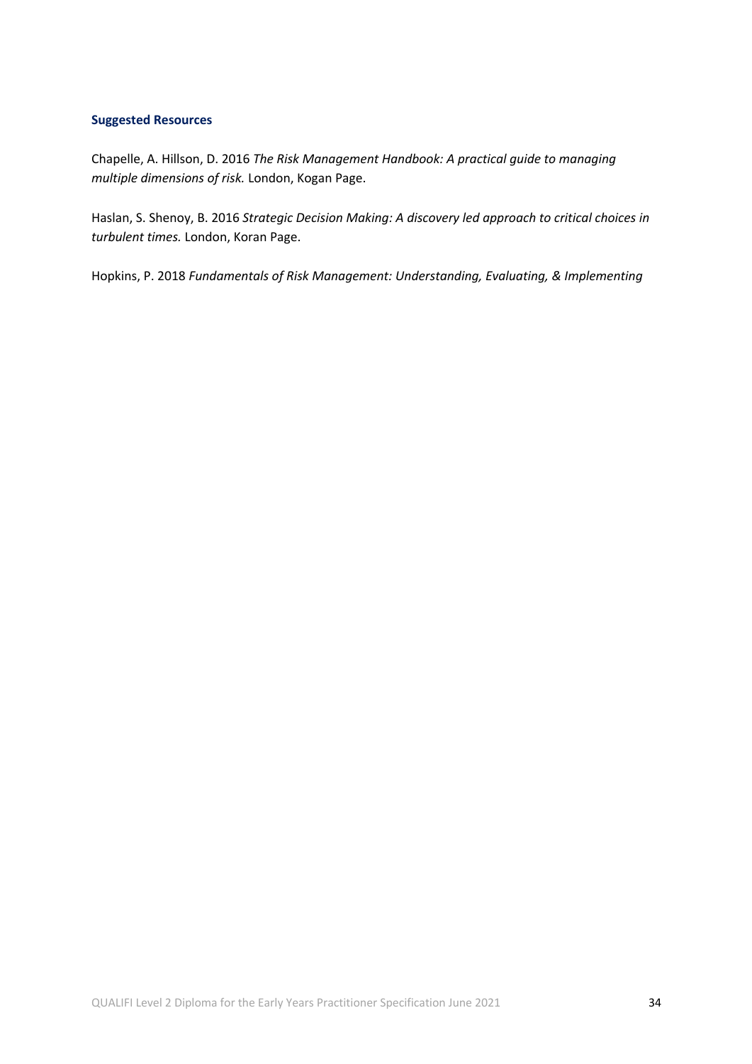**Suggested Resources**

Chapelle, A. Hillson, D. 2016 *The Risk Management Handbook: A practical guide to managing multiple dimensions of risk.* London, Kogan Page.

Haslan, S. Shenoy, B. 2016 *Strategic Decision Making: A discovery led approach to critical choices in turbulent times.* London, Koran Page.

Hopkins, P. 2018 *Fundamentals of Risk Management: Understanding, Evaluating, & Implementing*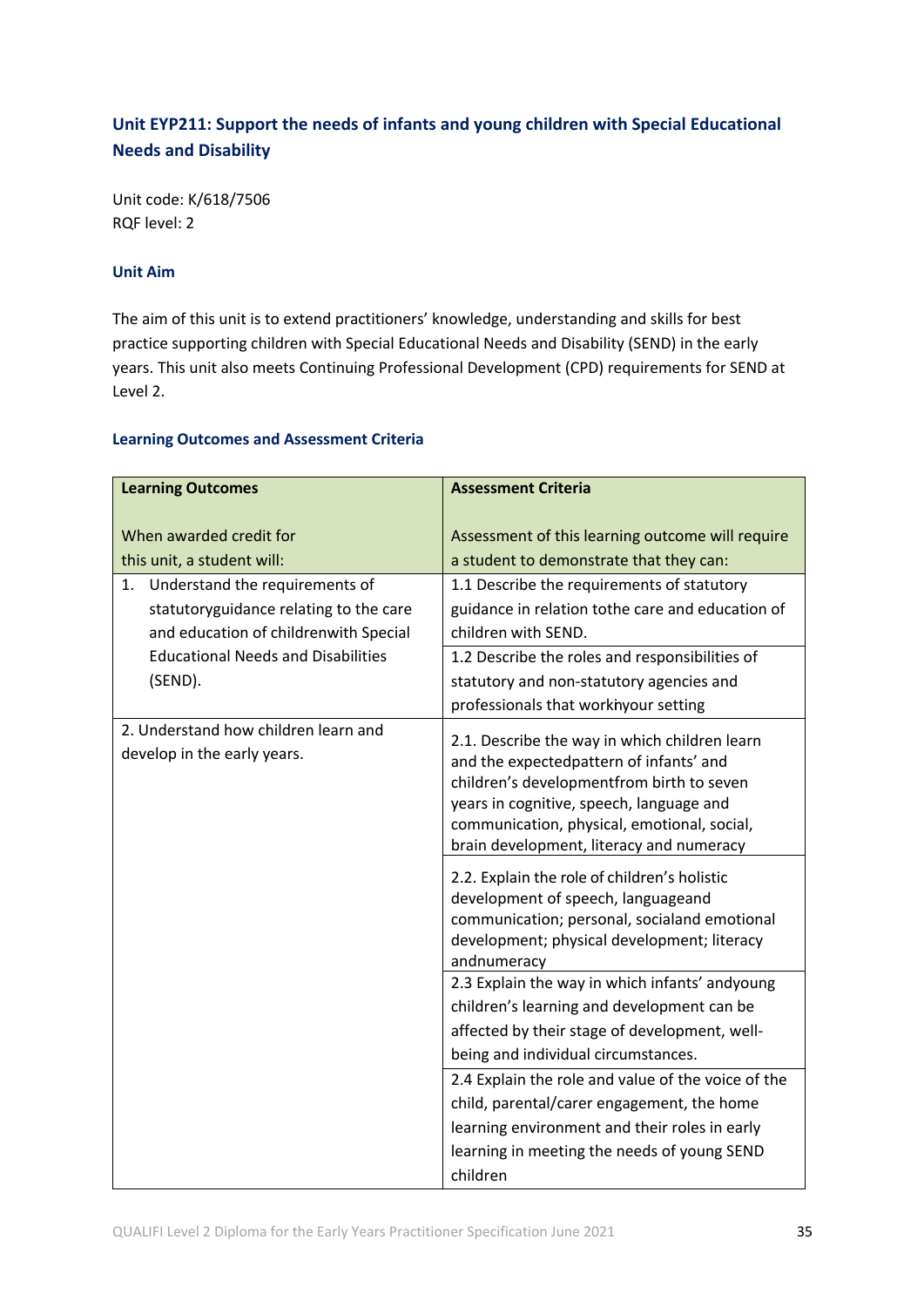## Unit EYP211: Support the needs of infants and young children with Special Educational Needs and Disability

Unit code: K/618/7506
RQF level: 2

### Unit Aim

The aim of this unit is to extend practitioners' knowledge, understanding and skills for best practice supporting children with Special Educational Needs and Disability (SEND) in the early years. This unit also meets Continuing Professional Development (CPD) requirements for SEND at Level 2.

### Learning Outcomes and Assessment Criteria

| **Learning Outcomes**<br><br>When awarded credit for this unit, a student will: | **Assessment Criteria**<br><br>Assessment of this learning outcome will require a student to demonstrate that they can: |
|---|---|
| 1. Understand the requirements of statutoryguidance relating to the care and education of childrenwith Special Educational Needs and Disabilities (SEND). | 1.1 Describe the requirements of statutory guidance in relation tothe care and education of children with SEND. |
| | 1.2 Describe the roles and responsibilities of statutory and non-statutory agencies and professionals that workinyour setting |
| 2. Understand how children learn and develop in the early years. | 2.1. Describe the way in which children learn and the expectedpattern of infants' and children's developmentfrom birth to seven years in cognitive, speech, language and communication, physical, emotional, social, brain development, literacy and numeracy |
| | 2.2. Explain the role of children's holistic development of speech, languageand communication; personal, socialand emotional development; physical development; literacy andnumeracy |
| | 2.3 Explain the way in which infants' andyoung children's learning and development can be affected by their stage of development, well-being and individual circumstances. |
| | 2.4 Explain the role and value of the voice of the child, parental/carer engagement, the home learning environment and their roles in early learning in meeting the needs of young SEND children |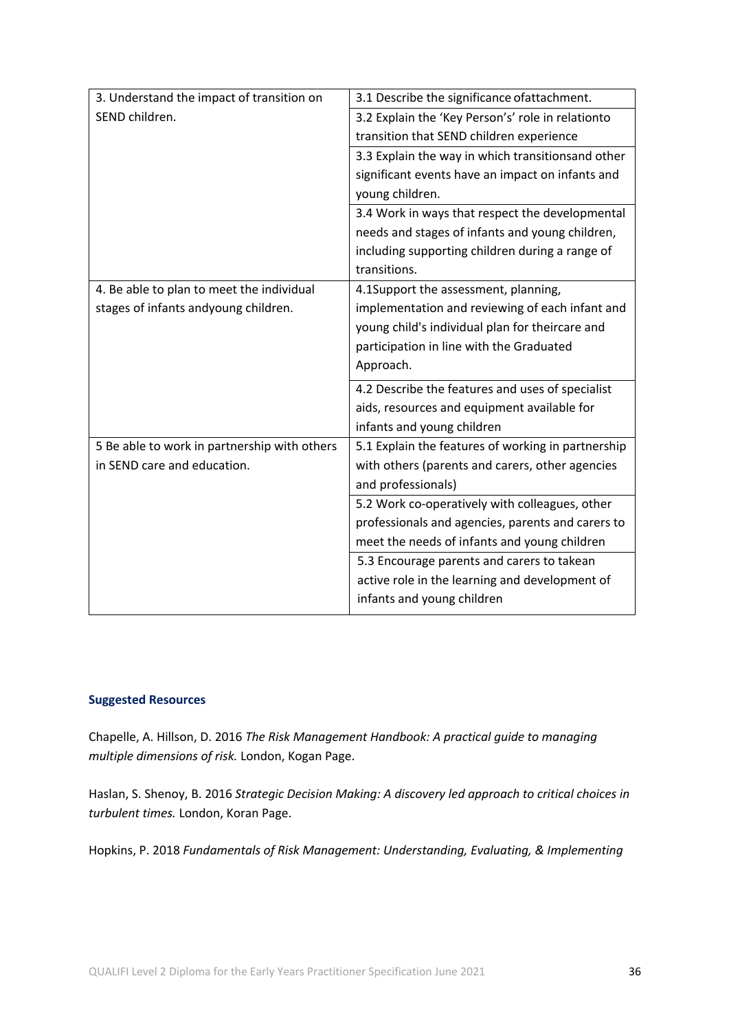| | |
|---|---|
| 3. Understand the impact of transition on SEND children. | 3.1 Describe the significance ofattachment. |
| | 3.2 Explain the 'Key Person's' role in relationto transition that SEND children experience |
| | 3.3 Explain the way in which transitionsand other significant events have an impact on infants and young children. |
| | 3.4 Work in ways that respect the developmental needs and stages of infants and young children, including supporting children during a range of transitions. |
| 4. Be able to plan to meet the individual stages of infants andyoung children. | 4.1Support the assessment, planning, implementation and reviewing of each infant and young child's individual plan for theircare and participation in line with the Graduated Approach. |
| | 4.2 Describe the features and uses of specialist aids, resources and equipment available for infants and young children |
| 5 Be able to work in partnership with others in SEND care and education. | 5.1 Explain the features of working in partnership with others (parents and carers, other agencies and professionals) |
| | 5.2 Work co-operatively with colleagues, other professionals and agencies, parents and carers to meet the needs of infants and young children |
| | 5.3 Encourage parents and carers to takean active role in the learning and development of infants and young children |

#### Suggested Resources

Chapelle, A. Hillson, D. 2016 *The Risk Management Handbook: A practical guide to managing multiple dimensions of risk.* London, Kogan Page.

Haslan, S. Shenoy, B. 2016 *Strategic Decision Making: A discovery led approach to critical choices in turbulent times.* London, Koran Page.

Hopkins, P. 2018 *Fundamentals of Risk Management: Understanding, Evaluating, & Implementing*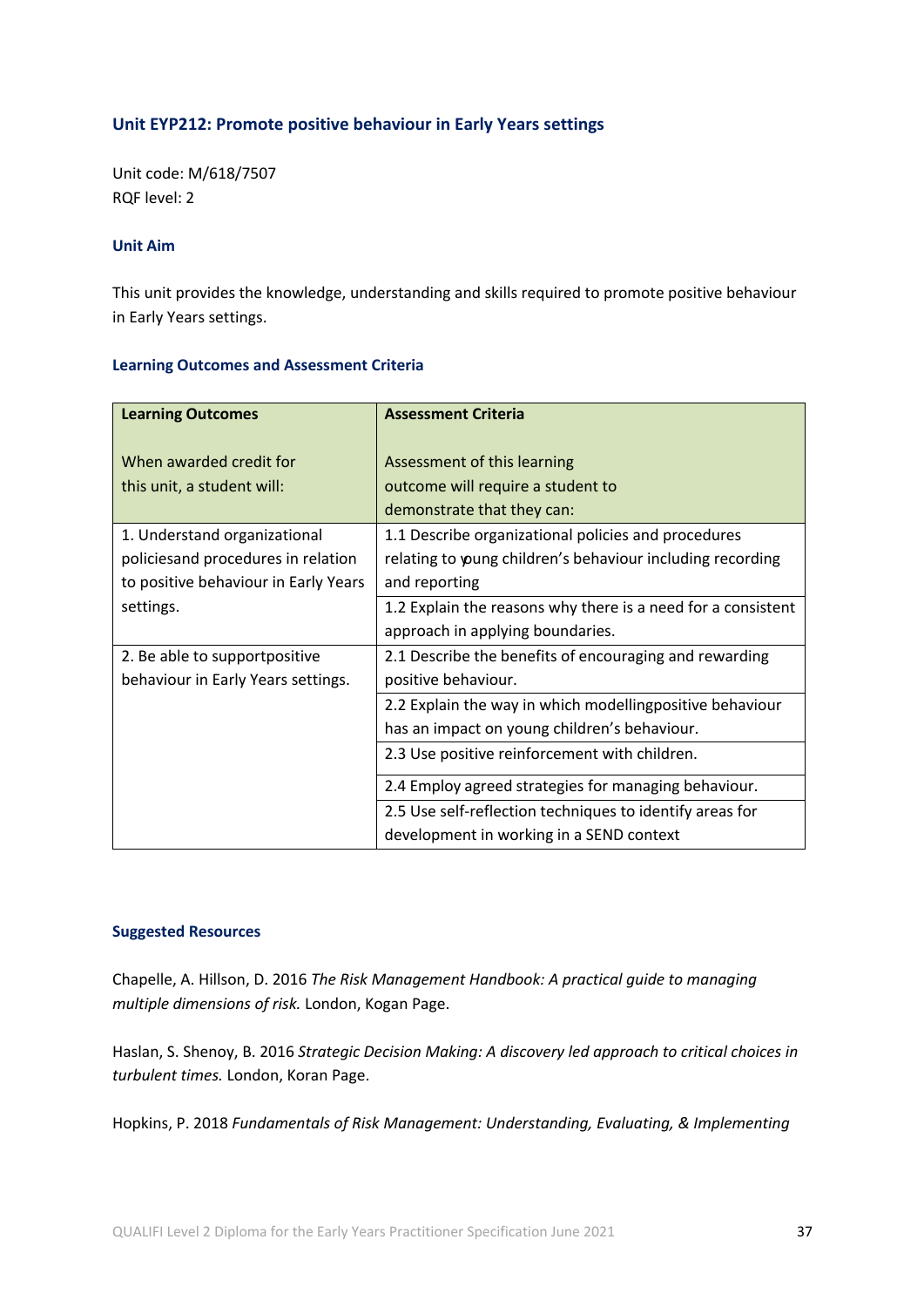### Unit EYP212: Promote positive behaviour in Early Years settings

Unit code: M/618/7507
RQF level: 2

#### Unit Aim

This unit provides the knowledge, understanding and skills required to promote positive behaviour in Early Years settings.

#### Learning Outcomes and Assessment Criteria

| Learning Outcomes<br><br>When awarded credit for this unit, a student will: | Assessment Criteria<br><br>Assessment of this learning outcome will require a student to demonstrate that they can: |
|---|---|
| 1. Understand organizational policiesand procedures in relation to positive behaviour in Early Years settings. | 1.1 Describe organizational policies and procedures relating to young children's behaviour including recording and reporting |
| | 1.2 Explain the reasons why there is a need for a consistent approach in applying boundaries. |
| 2. Be able to supportpositive behaviour in Early Years settings. | 2.1 Describe the benefits of encouraging and rewarding positive behaviour. |
| | 2.2 Explain the way in which modellingpositive behaviour has an impact on young children's behaviour. |
| | 2.3 Use positive reinforcement with children. |
| | 2.4 Employ agreed strategies for managing behaviour. |
| | 2.5 Use self-reflection techniques to identify areas for development in working in a SEND context |

#### Suggested Resources

Chapelle, A. Hillson, D. 2016 *The Risk Management Handbook: A practical guide to managing multiple dimensions of risk.* London, Kogan Page.

Haslan, S. Shenoy, B. 2016 *Strategic Decision Making: A discovery led approach to critical choices in turbulent times.* London, Koran Page.

Hopkins, P. 2018 *Fundamentals of Risk Management: Understanding, Evaluating, & Implementing*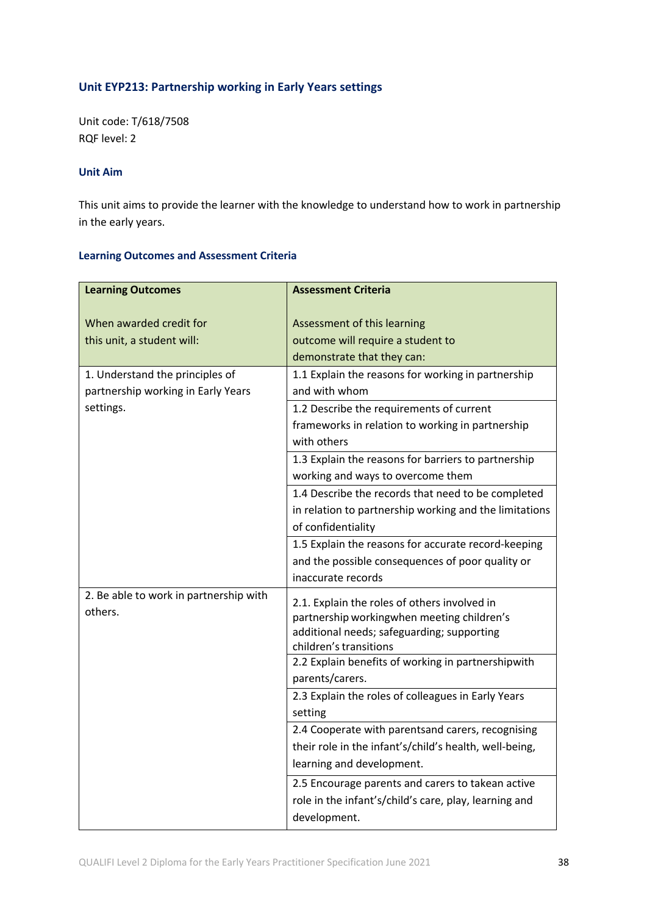## Unit EYP213: Partnership working in Early Years settings

Unit code: T/618/7508
RQF level: 2

### Unit Aim

This unit aims to provide the learner with the knowledge to understand how to work in partnership in the early years.

### Learning Outcomes and Assessment Criteria

| **Learning Outcomes**<br><br>When awarded credit for this unit, a student will: | **Assessment Criteria**<br><br>Assessment of this learning outcome will require a student to demonstrate that they can: |
|---|---|
| 1. Understand the principles of partnership working in Early Years settings. | 1.1 Explain the reasons for working in partnership and with whom |
| | 1.2 Describe the requirements of current frameworks in relation to working in partnership with others |
| | 1.3 Explain the reasons for barriers to partnership working and ways to overcome them |
| | 1.4 Describe the records that need to be completed in relation to partnership working and the limitations of confidentiality |
| | 1.5 Explain the reasons for accurate record-keeping and the possible consequences of poor quality or inaccurate records |
| 2. Be able to work in partnership with others. | 2.1. Explain the roles of others involved in partnership workingwhen meeting children's additional needs; safeguarding; supporting children's transitions |
| | 2.2 Explain benefits of working in partnershipwith parents/carers. |
| | 2.3 Explain the roles of colleagues in Early Years setting |
| | 2.4 Cooperate with parentsand carers, recognising their role in the infant's/child's health, well-being, learning and development. |
| | 2.5 Encourage parents and carers to takean active role in the infant's/child's care, play, learning and development. |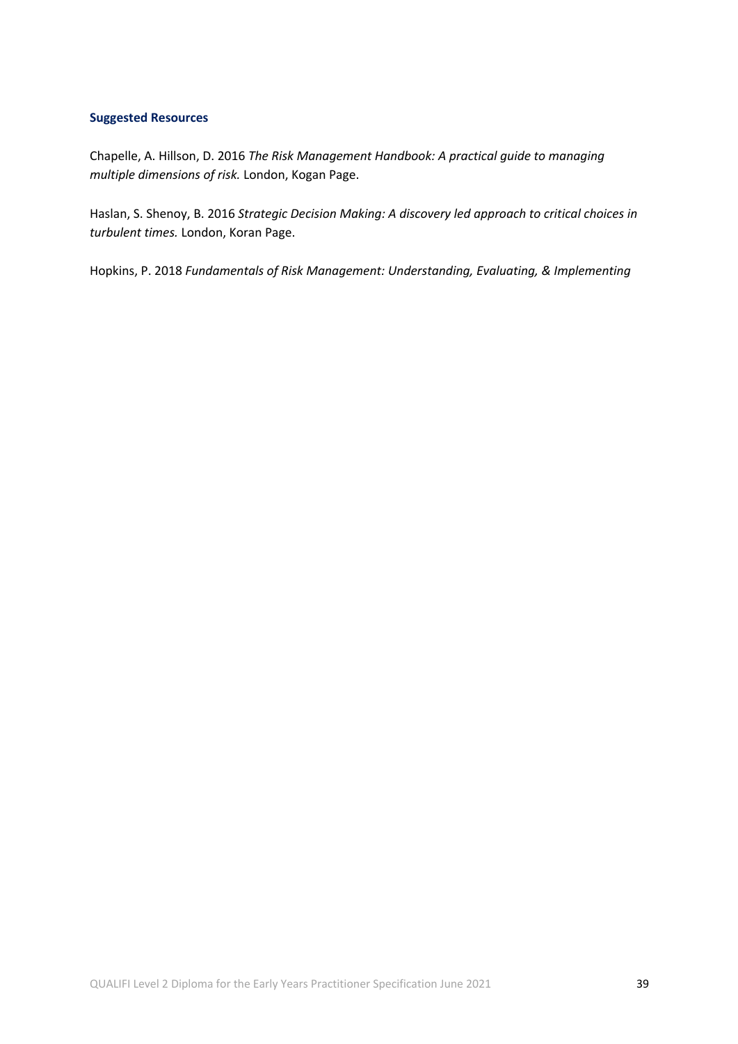**Suggested Resources**

Chapelle, A. Hillson, D. 2016 *The Risk Management Handbook: A practical guide to managing multiple dimensions of risk.* London, Kogan Page.

Haslan, S. Shenoy, B. 2016 *Strategic Decision Making: A discovery led approach to critical choices in turbulent times.* London, Koran Page.

Hopkins, P. 2018 *Fundamentals of Risk Management: Understanding, Evaluating, & Implementing*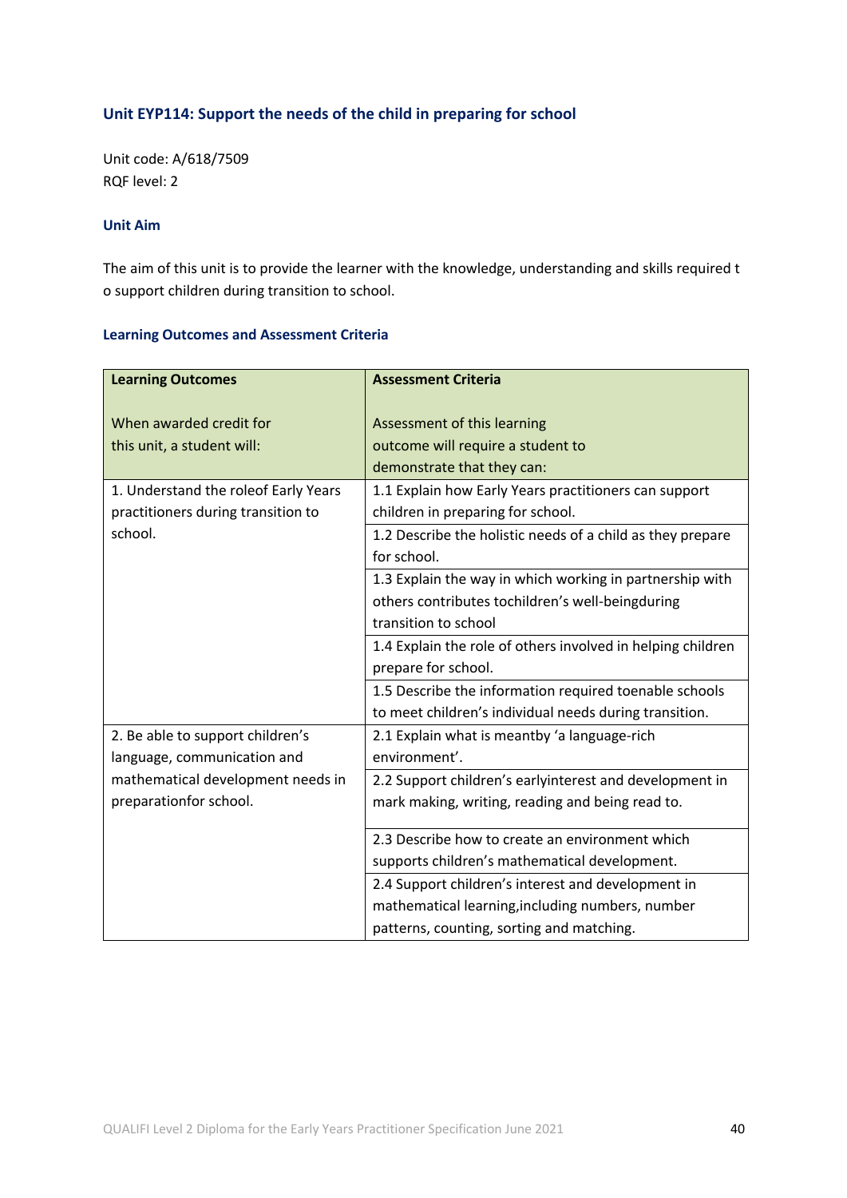### Unit EYP114: Support the needs of the child in preparing for school

Unit code: A/618/7509
RQF level: 2

#### Unit Aim

The aim of this unit is to provide the learner with the knowledge, understanding and skills required t o support children during transition to school.

#### Learning Outcomes and Assessment Criteria

| **Learning Outcomes**<br><br>When awarded credit for this unit, a student will: | **Assessment Criteria**<br><br>Assessment of this learning outcome will require a student to demonstrate that they can: |
|---|---|
| 1. Understand the roleof Early Years practitioners during transition to school. | 1.1 Explain how Early Years practitioners can support children in preparing for school. |
| | 1.2 Describe the holistic needs of a child as they prepare for school. |
| | 1.3 Explain the way in which working in partnership with others contributes tochildren's well-beingduring transition to school |
| | 1.4 Explain the role of others involved in helping children prepare for school. |
| | 1.5 Describe the information required toenable schools to meet children's individual needs during transition. |
| 2. Be able to support children's language, communication and mathematical development needs in preparationfor school. | 2.1 Explain what is meantby 'a language-rich environment'. |
| | 2.2 Support children's earlyinterest and development in mark making, writing, reading and being read to. |
| | 2.3 Describe how to create an environment which supports children's mathematical development. |
| | 2.4 Support children's interest and development in mathematical learning,including numbers, number patterns, counting, sorting and matching. |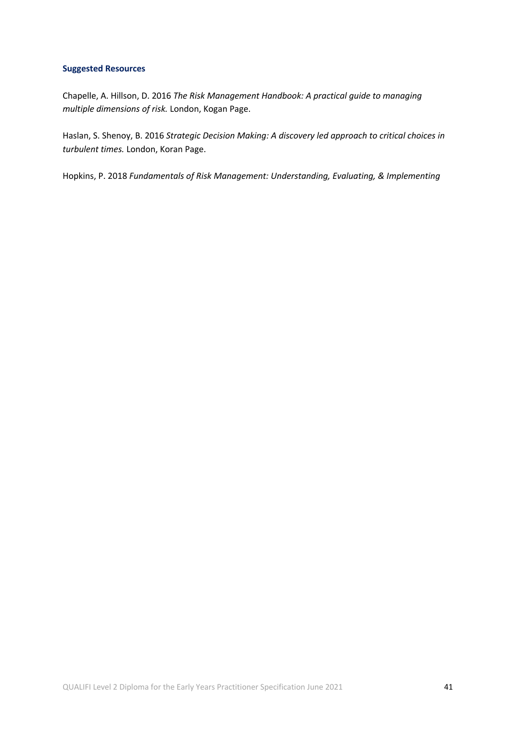**Suggested Resources**

Chapelle, A. Hillson, D. 2016 *The Risk Management Handbook: A practical guide to managing multiple dimensions of risk.* London, Kogan Page.

Haslan, S. Shenoy, B. 2016 *Strategic Decision Making: A discovery led approach to critical choices in turbulent times.* London, Koran Page.

Hopkins, P. 2018 *Fundamentals of Risk Management: Understanding, Evaluating, & Implementing*